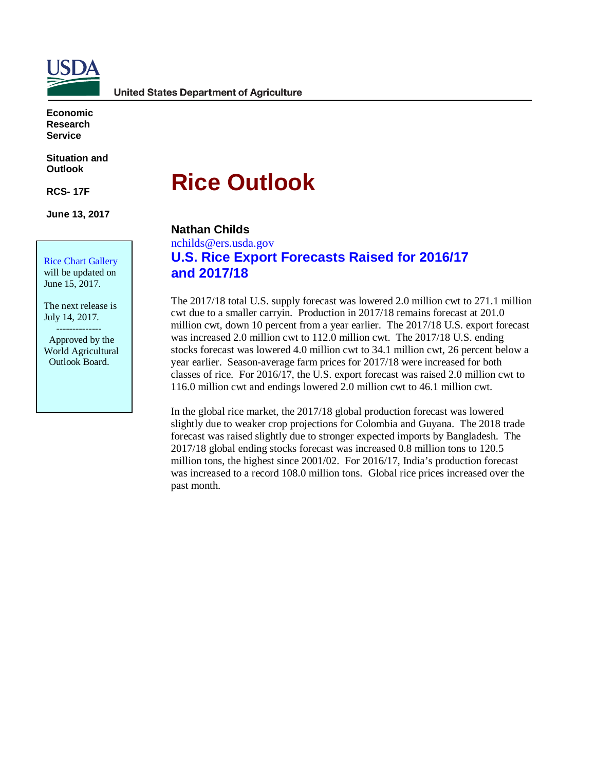USDA

United States Department of Agriculture

**Economic Research Service**

**Situation and Outlook**

**RCS- 17F**

**June 13, 2017**

Rice Chart Gallery will be updated on June 15, 2017.

The next release is July 14, 2017.

--------------

Approved by the World Agricultural Outlook Board.

# Rice Outlook

**Nathan Childs**

nchilds@ers.usda.gov

## U.S. Rice Export Forecasts Raised for 2016/17 and 2017/18

The 2017/18 total U.S. supply forecast was lowered 2.0 million cwt to 271.1 million cwt due to a smaller carryin. Production in 2017/18 remains forecast at 201.0 million cwt, down 10 percent from a year earlier. The 2017/18 U.S. export forecast was increased 2.0 million cwt to 112.0 million cwt. The 2017/18 U.S. ending stocks forecast was lowered 4.0 million cwt to 34.1 million cwt, 26 percent below a year earlier. Season-average farm prices for 2017/18 were increased for both classes of rice. For 2016/17, the U.S. export forecast was raised 2.0 million cwt to 116.0 million cwt and endings lowered 2.0 million cwt to 46.1 million cwt.

In the global rice market, the 2017/18 global production forecast was lowered slightly due to weaker crop projections for Colombia and Guyana. The 2018 trade forecast was raised slightly due to stronger expected imports by Bangladesh. The 2017/18 global ending stocks forecast was increased 0.8 million tons to 120.5 million tons, the highest since 2001/02. For 2016/17, India's production forecast was increased to a record 108.0 million tons. Global rice prices increased over the past month.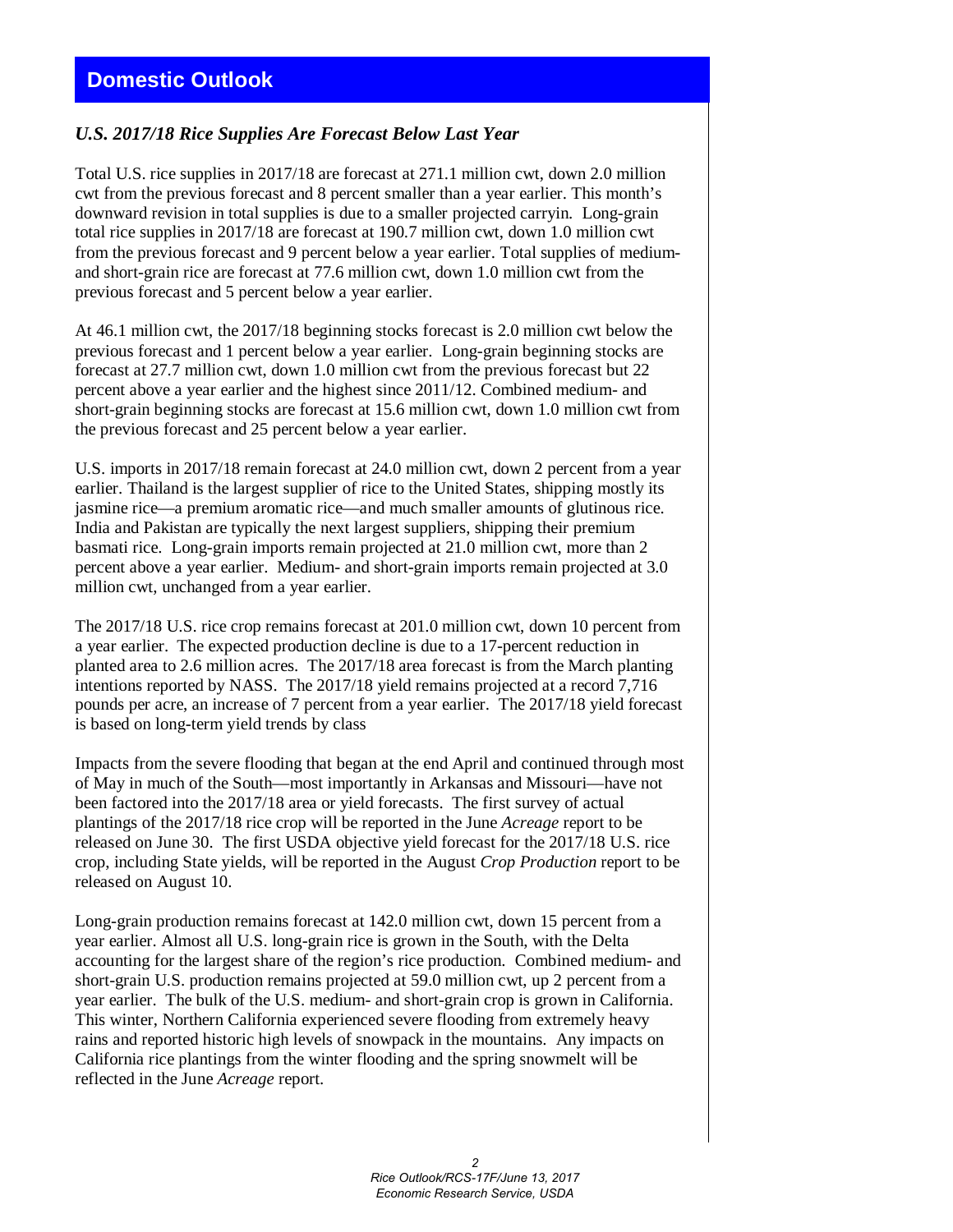## Domestic Outlook

### *U.S. 2017/18 Rice Supplies Are Forecast Below Last Year*

Total U.S. rice supplies in 2017/18 are forecast at 271.1 million cwt, down 2.0 million cwt from the previous forecast and 8 percent smaller than a year earlier. This month's downward revision in total supplies is due to a smaller projected carryin. Long-grain total rice supplies in 2017/18 are forecast at 190.7 million cwt, down 1.0 million cwt from the previous forecast and 9 percent below a year earlier. Total supplies of medium- and short-grain rice are forecast at 77.6 million cwt, down 1.0 million cwt from the previous forecast and 5 percent below a year earlier.

At 46.1 million cwt, the 2017/18 beginning stocks forecast is 2.0 million cwt below the previous forecast and 1 percent below a year earlier. Long-grain beginning stocks are forecast at 27.7 million cwt, down 1.0 million cwt from the previous forecast but 22 percent above a year earlier and the highest since 2011/12. Combined medium- and short-grain beginning stocks are forecast at 15.6 million cwt, down 1.0 million cwt from the previous forecast and 25 percent below a year earlier.

U.S. imports in 2017/18 remain forecast at 24.0 million cwt, down 2 percent from a year earlier. Thailand is the largest supplier of rice to the United States, shipping mostly its jasmine rice—a premium aromatic rice—and much smaller amounts of glutinous rice. India and Pakistan are typically the next largest suppliers, shipping their premium basmati rice. Long-grain imports remain projected at 21.0 million cwt, more than 2 percent above a year earlier. Medium- and short-grain imports remain projected at 3.0 million cwt, unchanged from a year earlier.

The 2017/18 U.S. rice crop remains forecast at 201.0 million cwt, down 10 percent from a year earlier. The expected production decline is due to a 17-percent reduction in planted area to 2.6 million acres. The 2017/18 area forecast is from the March planting intentions reported by NASS. The 2017/18 yield remains projected at a record 7,716 pounds per acre, an increase of 7 percent from a year earlier. The 2017/18 yield forecast is based on long-term yield trends by class

Impacts from the severe flooding that began at the end April and continued through most of May in much of the South—most importantly in Arkansas and Missouri—have not been factored into the 2017/18 area or yield forecasts. The first survey of actual plantings of the 2017/18 rice crop will be reported in the June *Acreage* report to be released on June 30. The first USDA objective yield forecast for the 2017/18 U.S. rice crop, including State yields, will be reported in the August *Crop Production* report to be released on August 10.

Long-grain production remains forecast at 142.0 million cwt, down 15 percent from a year earlier. Almost all U.S. long-grain rice is grown in the South, with the Delta accounting for the largest share of the region's rice production. Combined medium- and short-grain U.S. production remains projected at 59.0 million cwt, up 2 percent from a year earlier. The bulk of the U.S. medium- and short-grain crop is grown in California. This winter, Northern California experienced severe flooding from extremely heavy rains and reported historic high levels of snowpack in the mountains. Any impacts on California rice plantings from the winter flooding and the spring snowmelt will be reflected in the June *Acreage* report.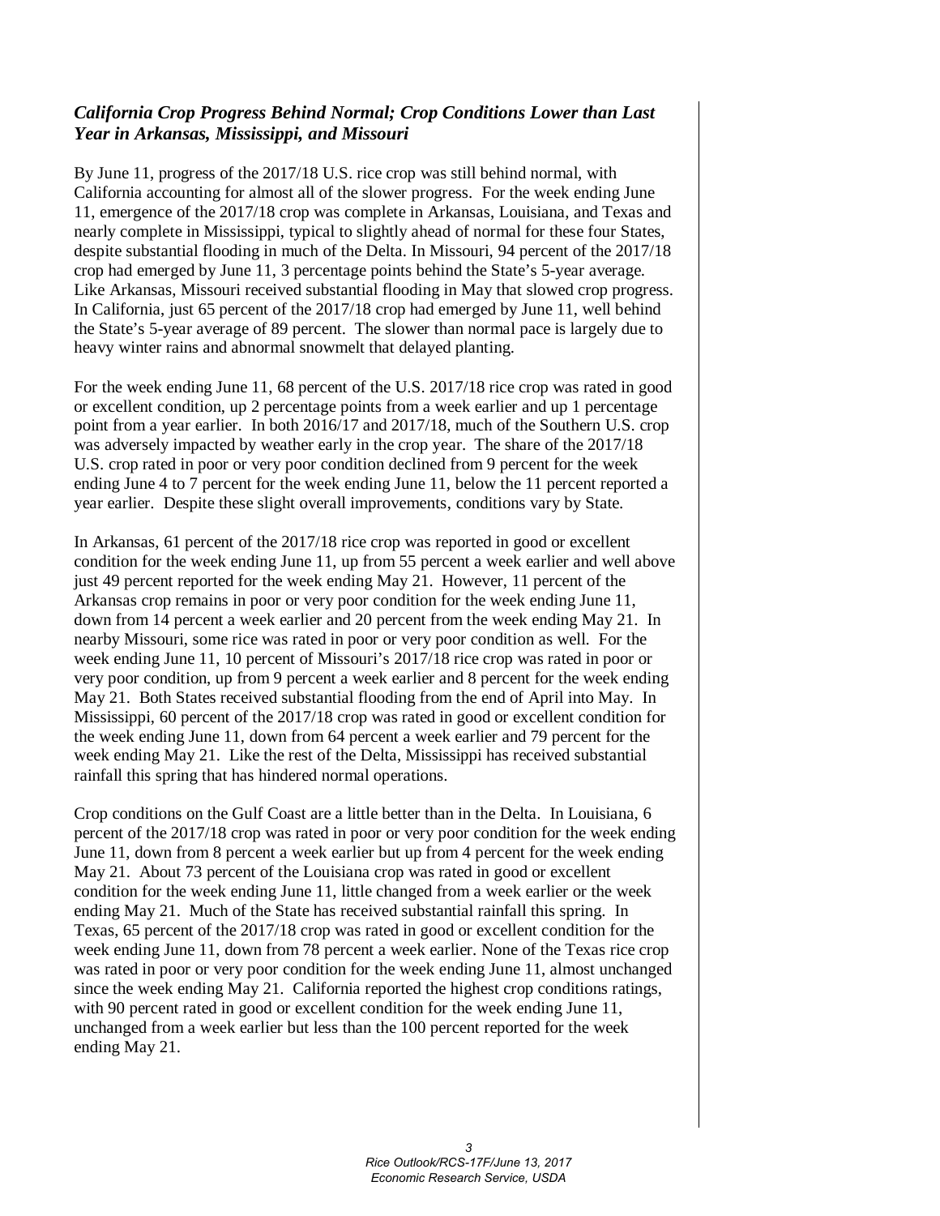### *California Crop Progress Behind Normal; Crop Conditions Lower than Last Year in Arkansas, Mississippi, and Missouri*

By June 11, progress of the 2017/18 U.S. rice crop was still behind normal, with California accounting for almost all of the slower progress. For the week ending June 11, emergence of the 2017/18 crop was complete in Arkansas, Louisiana, and Texas and nearly complete in Mississippi, typical to slightly ahead of normal for these four States, despite substantial flooding in much of the Delta. In Missouri, 94 percent of the 2017/18 crop had emerged by June 11, 3 percentage points behind the State's 5-year average. Like Arkansas, Missouri received substantial flooding in May that slowed crop progress. In California, just 65 percent of the 2017/18 crop had emerged by June 11, well behind the State's 5-year average of 89 percent. The slower than normal pace is largely due to heavy winter rains and abnormal snowmelt that delayed planting.

For the week ending June 11, 68 percent of the U.S. 2017/18 rice crop was rated in good or excellent condition, up 2 percentage points from a week earlier and up 1 percentage point from a year earlier. In both 2016/17 and 2017/18, much of the Southern U.S. crop was adversely impacted by weather early in the crop year. The share of the 2017/18 U.S. crop rated in poor or very poor condition declined from 9 percent for the week ending June 4 to 7 percent for the week ending June 11, below the 11 percent reported a year earlier. Despite these slight overall improvements, conditions vary by State.

In Arkansas, 61 percent of the 2017/18 rice crop was reported in good or excellent condition for the week ending June 11, up from 55 percent a week earlier and well above just 49 percent reported for the week ending May 21. However, 11 percent of the Arkansas crop remains in poor or very poor condition for the week ending June 11, down from 14 percent a week earlier and 20 percent from the week ending May 21. In nearby Missouri, some rice was rated in poor or very poor condition as well. For the week ending June 11, 10 percent of Missouri's 2017/18 rice crop was rated in poor or very poor condition, up from 9 percent a week earlier and 8 percent for the week ending May 21. Both States received substantial flooding from the end of April into May. In Mississippi, 60 percent of the 2017/18 crop was rated in good or excellent condition for the week ending June 11, down from 64 percent a week earlier and 79 percent for the week ending May 21. Like the rest of the Delta, Mississippi has received substantial rainfall this spring that has hindered normal operations.

Crop conditions on the Gulf Coast are a little better than in the Delta. In Louisiana, 6 percent of the 2017/18 crop was rated in poor or very poor condition for the week ending June 11, down from 8 percent a week earlier but up from 4 percent for the week ending May 21. About 73 percent of the Louisiana crop was rated in good or excellent condition for the week ending June 11, little changed from a week earlier or the week ending May 21. Much of the State has received substantial rainfall this spring. In Texas, 65 percent of the 2017/18 crop was rated in good or excellent condition for the week ending June 11, down from 78 percent a week earlier. None of the Texas rice crop was rated in poor or very poor condition for the week ending June 11, almost unchanged since the week ending May 21. California reported the highest crop conditions ratings, with 90 percent rated in good or excellent condition for the week ending June 11, unchanged from a week earlier but less than the 100 percent reported for the week ending May 21.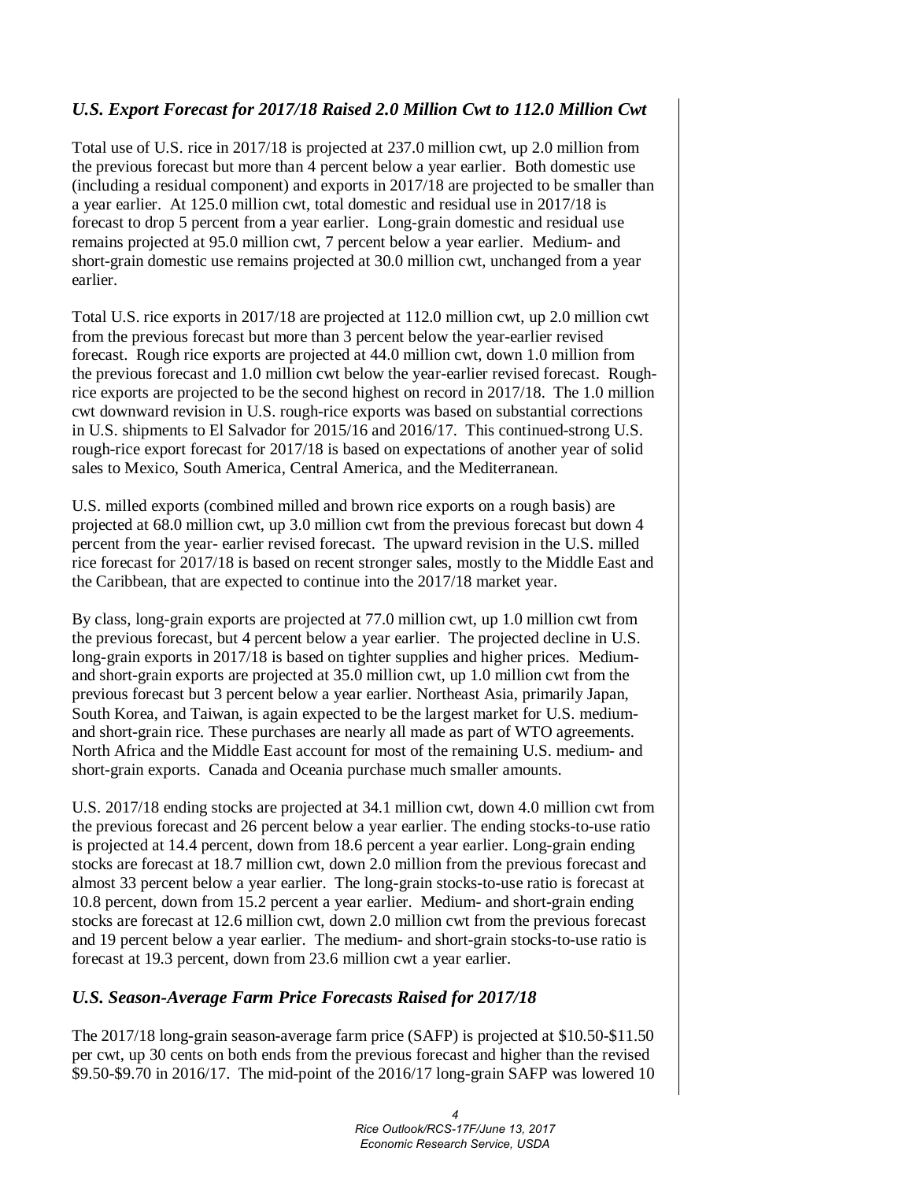### *U.S. Export Forecast for 2017/18 Raised 2.0 Million Cwt to 112.0 Million Cwt*

Total use of U.S. rice in 2017/18 is projected at 237.0 million cwt, up 2.0 million from the previous forecast but more than 4 percent below a year earlier. Both domestic use (including a residual component) and exports in 2017/18 are projected to be smaller than a year earlier. At 125.0 million cwt, total domestic and residual use in 2017/18 is forecast to drop 5 percent from a year earlier. Long-grain domestic and residual use remains projected at 95.0 million cwt, 7 percent below a year earlier. Medium- and short-grain domestic use remains projected at 30.0 million cwt, unchanged from a year earlier.

Total U.S. rice exports in 2017/18 are projected at 112.0 million cwt, up 2.0 million cwt from the previous forecast but more than 3 percent below the year-earlier revised forecast. Rough rice exports are projected at 44.0 million cwt, down 1.0 million from the previous forecast and 1.0 million cwt below the year-earlier revised forecast. Rough-rice exports are projected to be the second highest on record in 2017/18. The 1.0 million cwt downward revision in U.S. rough-rice exports was based on substantial corrections in U.S. shipments to El Salvador for 2015/16 and 2016/17. This continued-strong U.S. rough-rice export forecast for 2017/18 is based on expectations of another year of solid sales to Mexico, South America, Central America, and the Mediterranean.

U.S. milled exports (combined milled and brown rice exports on a rough basis) are projected at 68.0 million cwt, up 3.0 million cwt from the previous forecast but down 4 percent from the year- earlier revised forecast. The upward revision in the U.S. milled rice forecast for 2017/18 is based on recent stronger sales, mostly to the Middle East and the Caribbean, that are expected to continue into the 2017/18 market year.

By class, long-grain exports are projected at 77.0 million cwt, up 1.0 million cwt from the previous forecast, but 4 percent below a year earlier. The projected decline in U.S. long-grain exports in 2017/18 is based on tighter supplies and higher prices. Medium- and short-grain exports are projected at 35.0 million cwt, up 1.0 million cwt from the previous forecast but 3 percent below a year earlier. Northeast Asia, primarily Japan, South Korea, and Taiwan, is again expected to be the largest market for U.S. medium- and short-grain rice. These purchases are nearly all made as part of WTO agreements. North Africa and the Middle East account for most of the remaining U.S. medium- and short-grain exports. Canada and Oceania purchase much smaller amounts.

U.S. 2017/18 ending stocks are projected at 34.1 million cwt, down 4.0 million cwt from the previous forecast and 26 percent below a year earlier. The ending stocks-to-use ratio is projected at 14.4 percent, down from 18.6 percent a year earlier. Long-grain ending stocks are forecast at 18.7 million cwt, down 2.0 million from the previous forecast and almost 33 percent below a year earlier. The long-grain stocks-to-use ratio is forecast at 10.8 percent, down from 15.2 percent a year earlier. Medium- and short-grain ending stocks are forecast at 12.6 million cwt, down 2.0 million cwt from the previous forecast and 19 percent below a year earlier. The medium- and short-grain stocks-to-use ratio is forecast at 19.3 percent, down from 23.6 million cwt a year earlier.

### *U.S. Season-Average Farm Price Forecasts Raised for 2017/18*

The 2017/18 long-grain season-average farm price (SAFP) is projected at $10.50-$11.50 per cwt, up 30 cents on both ends from the previous forecast and higher than the revised $9.50-$9.70 in 2016/17. The mid-point of the 2016/17 long-grain SAFP was lowered 10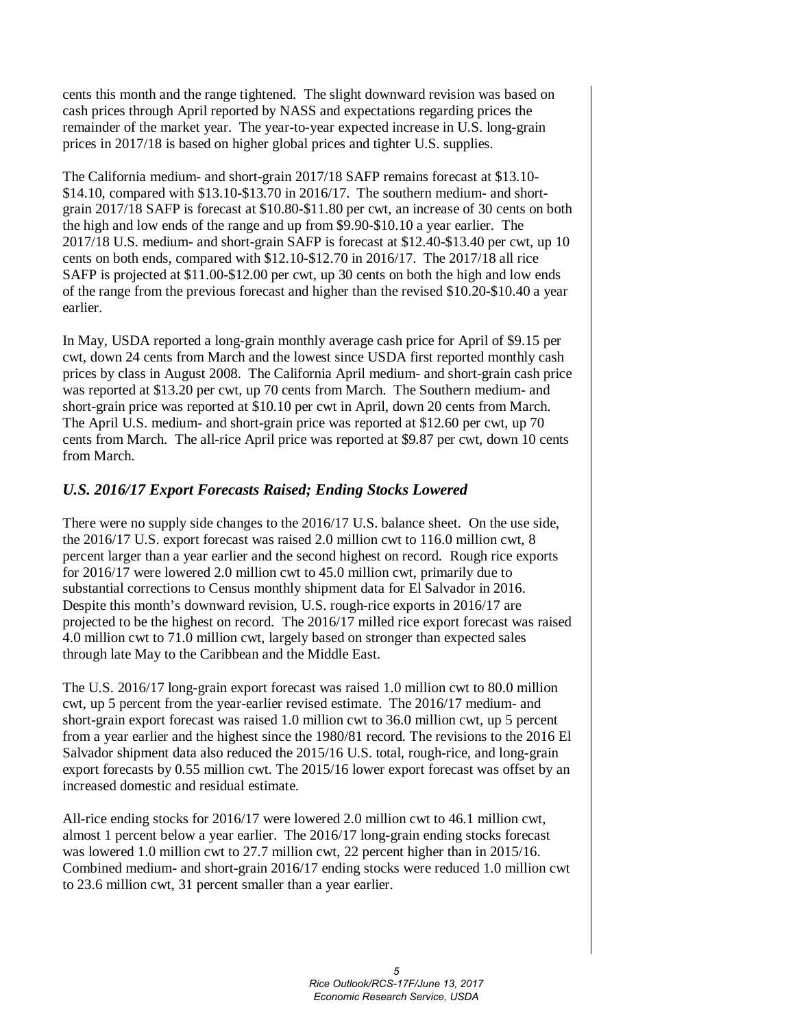cents this month and the range tightened. The slight downward revision was based on cash prices through April reported by NASS and expectations regarding prices the remainder of the market year. The year-to-year expected increase in U.S. long-grain prices in 2017/18 is based on higher global prices and tighter U.S. supplies.

The California medium- and short-grain 2017/18 SAFP remains forecast at $13.10-$14.10, compared with $13.10-$13.70 in 2016/17. The southern medium- and short-grain 2017/18 SAFP is forecast at $10.80-$11.80 per cwt, an increase of 30 cents on both the high and low ends of the range and up from $9.90-$10.10 a year earlier. The 2017/18 U.S. medium- and short-grain SAFP is forecast at $12.40-$13.40 per cwt, up 10 cents on both ends, compared with $12.10-$12.70 in 2016/17. The 2017/18 all rice SAFP is projected at $11.00-$12.00 per cwt, up 30 cents on both the high and low ends of the range from the previous forecast and higher than the revised $10.20-$10.40 a year earlier.

In May, USDA reported a long-grain monthly average cash price for April of $9.15 per cwt, down 24 cents from March and the lowest since USDA first reported monthly cash prices by class in August 2008. The California April medium- and short-grain cash price was reported at $13.20 per cwt, up 70 cents from March. The Southern medium- and short-grain price was reported at $10.10 per cwt in April, down 20 cents from March. The April U.S. medium- and short-grain price was reported at $12.60 per cwt, up 70 cents from March. The all-rice April price was reported at $9.87 per cwt, down 10 cents from March.

### *U.S. 2016/17 Export Forecasts Raised; Ending Stocks Lowered*

There were no supply side changes to the 2016/17 U.S. balance sheet. On the use side, the 2016/17 U.S. export forecast was raised 2.0 million cwt to 116.0 million cwt, 8 percent larger than a year earlier and the second highest on record. Rough rice exports for 2016/17 were lowered 2.0 million cwt to 45.0 million cwt, primarily due to substantial corrections to Census monthly shipment data for El Salvador in 2016. Despite this month's downward revision, U.S. rough-rice exports in 2016/17 are projected to be the highest on record. The 2016/17 milled rice export forecast was raised 4.0 million cwt to 71.0 million cwt, largely based on stronger than expected sales through late May to the Caribbean and the Middle East.

The U.S. 2016/17 long-grain export forecast was raised 1.0 million cwt to 80.0 million cwt, up 5 percent from the year-earlier revised estimate. The 2016/17 medium- and short-grain export forecast was raised 1.0 million cwt to 36.0 million cwt, up 5 percent from a year earlier and the highest since the 1980/81 record. The revisions to the 2016 El Salvador shipment data also reduced the 2015/16 U.S. total, rough-rice, and long-grain export forecasts by 0.55 million cwt. The 2015/16 lower export forecast was offset by an increased domestic and residual estimate.

All-rice ending stocks for 2016/17 were lowered 2.0 million cwt to 46.1 million cwt, almost 1 percent below a year earlier. The 2016/17 long-grain ending stocks forecast was lowered 1.0 million cwt to 27.7 million cwt, 22 percent higher than in 2015/16. Combined medium- and short-grain 2016/17 ending stocks were reduced 1.0 million cwt to 23.6 million cwt, 31 percent smaller than a year earlier.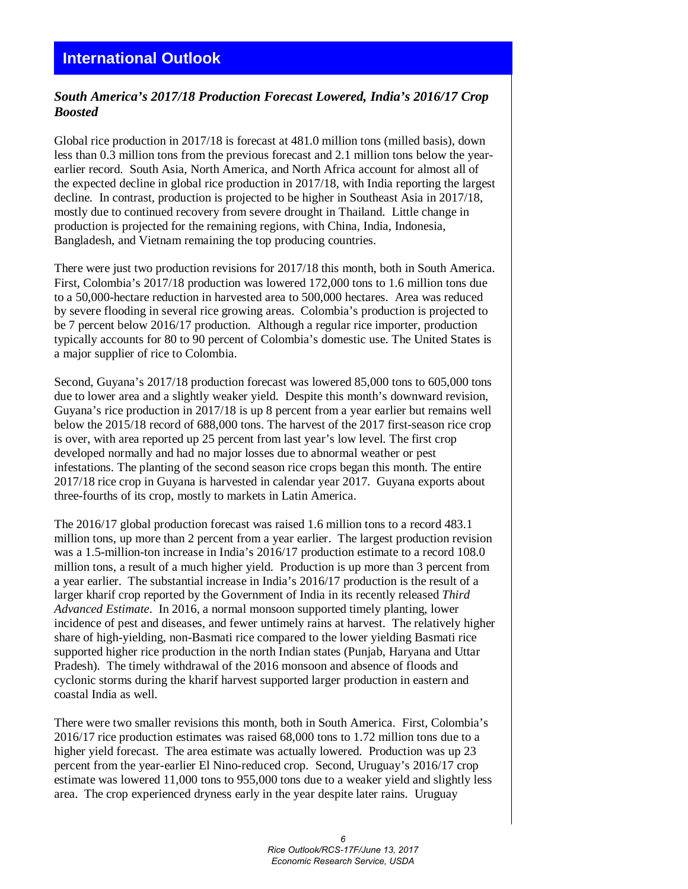# International Outlook

## *South America's 2017/18 Production Forecast Lowered, India's 2016/17 Crop Boosted*

Global rice production in 2017/18 is forecast at 481.0 million tons (milled basis), down less than 0.3 million tons from the previous forecast and 2.1 million tons below the year-earlier record. South Asia, North America, and North Africa account for almost all of the expected decline in global rice production in 2017/18, with India reporting the largest decline. In contrast, production is projected to be higher in Southeast Asia in 2017/18, mostly due to continued recovery from severe drought in Thailand. Little change in production is projected for the remaining regions, with China, India, Indonesia, Bangladesh, and Vietnam remaining the top producing countries.

There were just two production revisions for 2017/18 this month, both in South America. First, Colombia's 2017/18 production was lowered 172,000 tons to 1.6 million tons due to a 50,000-hectare reduction in harvested area to 500,000 hectares. Area was reduced by severe flooding in several rice growing areas. Colombia's production is projected to be 7 percent below 2016/17 production. Although a regular rice importer, production typically accounts for 80 to 90 percent of Colombia's domestic use. The United States is a major supplier of rice to Colombia.

Second, Guyana's 2017/18 production forecast was lowered 85,000 tons to 605,000 tons due to lower area and a slightly weaker yield. Despite this month's downward revision, Guyana's rice production in 2017/18 is up 8 percent from a year earlier but remains well below the 2015/18 record of 688,000 tons. The harvest of the 2017 first-season rice crop is over, with area reported up 25 percent from last year's low level. The first crop developed normally and had no major losses due to abnormal weather or pest infestations. The planting of the second season rice crops began this month. The entire 2017/18 rice crop in Guyana is harvested in calendar year 2017. Guyana exports about three-fourths of its crop, mostly to markets in Latin America.

The 2016/17 global production forecast was raised 1.6 million tons to a record 483.1 million tons, up more than 2 percent from a year earlier. The largest production revision was a 1.5-million-ton increase in India's 2016/17 production estimate to a record 108.0 million tons, a result of a much higher yield. Production is up more than 3 percent from a year earlier. The substantial increase in India's 2016/17 production is the result of a larger kharif crop reported by the Government of India in its recently released *Third Advanced Estimate*. In 2016, a normal monsoon supported timely planting, lower incidence of pest and diseases, and fewer untimely rains at harvest. The relatively higher share of high-yielding, non-Basmati rice compared to the lower yielding Basmati rice supported higher rice production in the north Indian states (Punjab, Haryana and Uttar Pradesh). The timely withdrawal of the 2016 monsoon and absence of floods and cyclonic storms during the kharif harvest supported larger production in eastern and coastal India as well.

There were two smaller revisions this month, both in South America. First, Colombia's 2016/17 rice production estimates was raised 68,000 tons to 1.72 million tons due to a higher yield forecast. The area estimate was actually lowered. Production was up 23 percent from the year-earlier El Nino-reduced crop. Second, Uruguay's 2016/17 crop estimate was lowered 11,000 tons to 955,000 tons due to a weaker yield and slightly less area. The crop experienced dryness early in the year despite later rains. Uruguay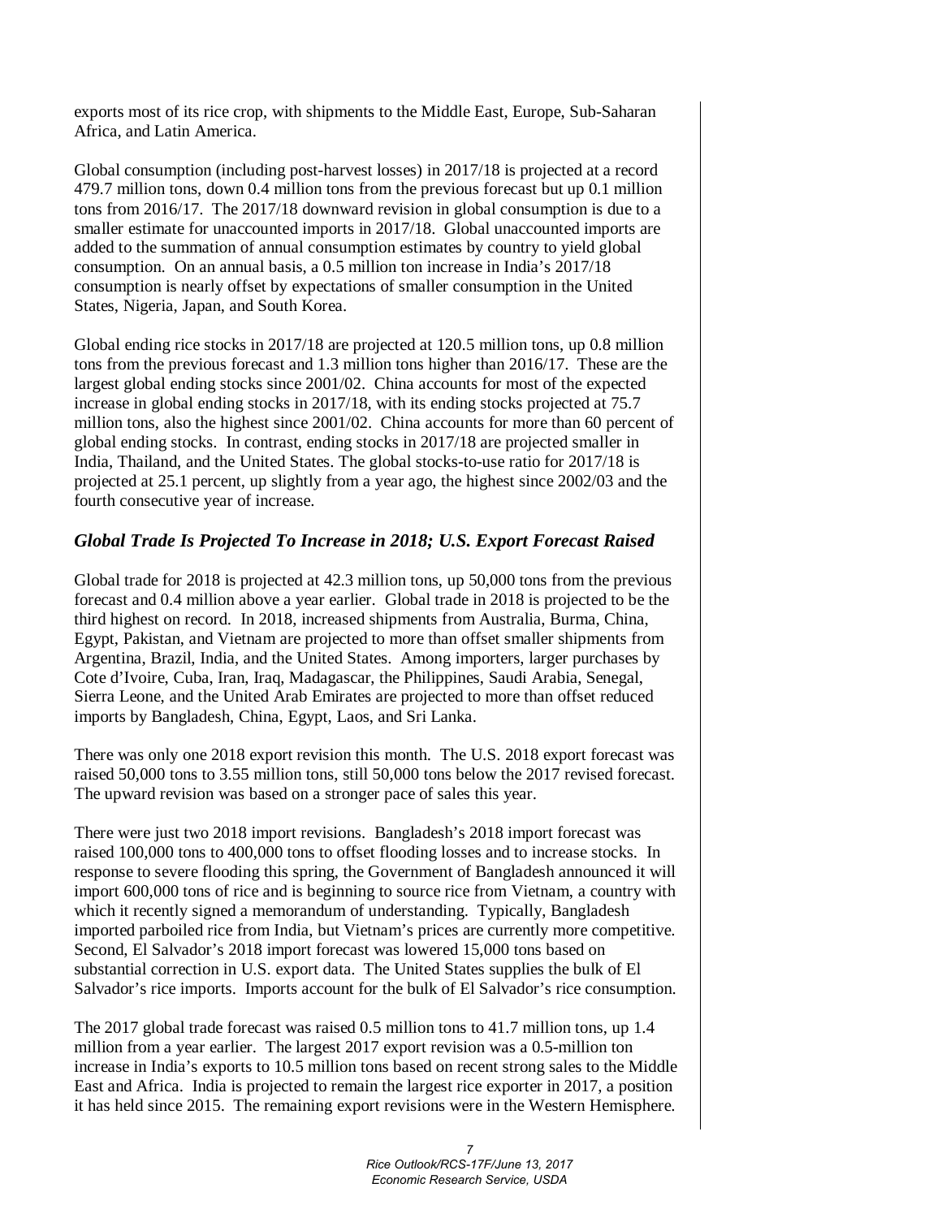exports most of its rice crop, with shipments to the Middle East, Europe, Sub-Saharan Africa, and Latin America.

Global consumption (including post-harvest losses) in 2017/18 is projected at a record 479.7 million tons, down 0.4 million tons from the previous forecast but up 0.1 million tons from 2016/17. The 2017/18 downward revision in global consumption is due to a smaller estimate for unaccounted imports in 2017/18. Global unaccounted imports are added to the summation of annual consumption estimates by country to yield global consumption. On an annual basis, a 0.5 million ton increase in India's 2017/18 consumption is nearly offset by expectations of smaller consumption in the United States, Nigeria, Japan, and South Korea.

Global ending rice stocks in 2017/18 are projected at 120.5 million tons, up 0.8 million tons from the previous forecast and 1.3 million tons higher than 2016/17. These are the largest global ending stocks since 2001/02. China accounts for most of the expected increase in global ending stocks in 2017/18, with its ending stocks projected at 75.7 million tons, also the highest since 2001/02. China accounts for more than 60 percent of global ending stocks. In contrast, ending stocks in 2017/18 are projected smaller in India, Thailand, and the United States. The global stocks-to-use ratio for 2017/18 is projected at 25.1 percent, up slightly from a year ago, the highest since 2002/03 and the fourth consecutive year of increase.

### *Global Trade Is Projected To Increase in 2018; U.S. Export Forecast Raised*

Global trade for 2018 is projected at 42.3 million tons, up 50,000 tons from the previous forecast and 0.4 million above a year earlier. Global trade in 2018 is projected to be the third highest on record. In 2018, increased shipments from Australia, Burma, China, Egypt, Pakistan, and Vietnam are projected to more than offset smaller shipments from Argentina, Brazil, India, and the United States. Among importers, larger purchases by Cote d'Ivoire, Cuba, Iran, Iraq, Madagascar, the Philippines, Saudi Arabia, Senegal, Sierra Leone, and the United Arab Emirates are projected to more than offset reduced imports by Bangladesh, China, Egypt, Laos, and Sri Lanka.

There was only one 2018 export revision this month. The U.S. 2018 export forecast was raised 50,000 tons to 3.55 million tons, still 50,000 tons below the 2017 revised forecast. The upward revision was based on a stronger pace of sales this year.

There were just two 2018 import revisions. Bangladesh's 2018 import forecast was raised 100,000 tons to 400,000 tons to offset flooding losses and to increase stocks. In response to severe flooding this spring, the Government of Bangladesh announced it will import 600,000 tons of rice and is beginning to source rice from Vietnam, a country with which it recently signed a memorandum of understanding. Typically, Bangladesh imported parboiled rice from India, but Vietnam's prices are currently more competitive. Second, El Salvador's 2018 import forecast was lowered 15,000 tons based on substantial correction in U.S. export data. The United States supplies the bulk of El Salvador's rice imports. Imports account for the bulk of El Salvador's rice consumption.

The 2017 global trade forecast was raised 0.5 million tons to 41.7 million tons, up 1.4 million from a year earlier. The largest 2017 export revision was a 0.5-million ton increase in India's exports to 10.5 million tons based on recent strong sales to the Middle East and Africa. India is projected to remain the largest rice exporter in 2017, a position it has held since 2015. The remaining export revisions were in the Western Hemisphere.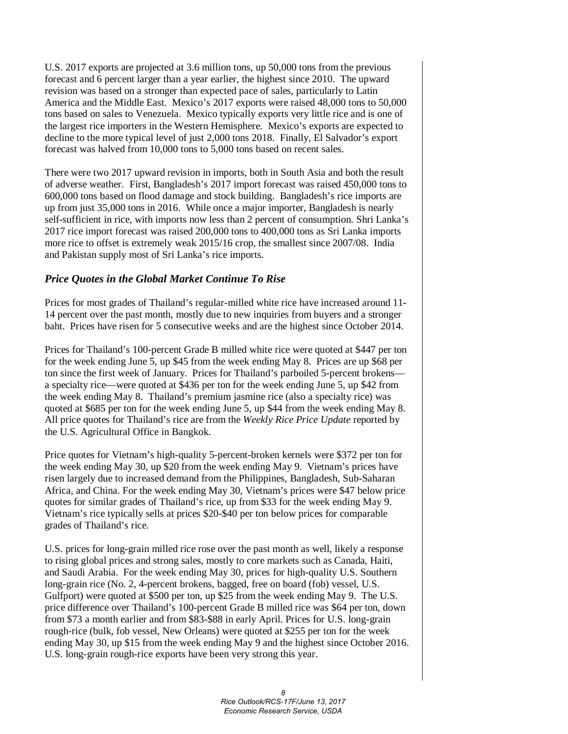U.S. 2017 exports are projected at 3.6 million tons, up 50,000 tons from the previous forecast and 6 percent larger than a year earlier, the highest since 2010. The upward revision was based on a stronger than expected pace of sales, particularly to Latin America and the Middle East. Mexico's 2017 exports were raised 48,000 tons to 50,000 tons based on sales to Venezuela. Mexico typically exports very little rice and is one of the largest rice importers in the Western Hemisphere. Mexico's exports are expected to decline to the more typical level of just 2,000 tons 2018. Finally, El Salvador's export forecast was halved from 10,000 tons to 5,000 tons based on recent sales.

There were two 2017 upward revision in imports, both in South Asia and both the result of adverse weather. First, Bangladesh's 2017 import forecast was raised 450,000 tons to 600,000 tons based on flood damage and stock building. Bangladesh's rice imports are up from just 35,000 tons in 2016. While once a major importer, Bangladesh is nearly self-sufficient in rice, with imports now less than 2 percent of consumption. Shri Lanka's 2017 rice import forecast was raised 200,000 tons to 400,000 tons as Sri Lanka imports more rice to offset is extremely weak 2015/16 crop, the smallest since 2007/08. India and Pakistan supply most of Sri Lanka's rice imports.

### *Price Quotes in the Global Market Continue To Rise*

Prices for most grades of Thailand's regular-milled white rice have increased around 11-14 percent over the past month, mostly due to new inquiries from buyers and a stronger baht. Prices have risen for 5 consecutive weeks and are the highest since October 2014.

Prices for Thailand's 100-percent Grade B milled white rice were quoted at $447 per ton for the week ending June 5, up $45 from the week ending May 8. Prices are up $68 per ton since the first week of January. Prices for Thailand's parboiled 5-percent brokens—a specialty rice—were quoted at $436 per ton for the week ending June 5, up $42 from the week ending May 8. Thailand's premium jasmine rice (also a specialty rice) was quoted at $685 per ton for the week ending June 5, up $44 from the week ending May 8. All price quotes for Thailand's rice are from the *Weekly Rice Price Update* reported by the U.S. Agricultural Office in Bangkok.

Price quotes for Vietnam's high-quality 5-percent-broken kernels were $372 per ton for the week ending May 30, up $20 from the week ending May 9. Vietnam's prices have risen largely due to increased demand from the Philippines, Bangladesh, Sub-Saharan Africa, and China. For the week ending May 30, Vietnam's prices were $47 below price quotes for similar grades of Thailand's rice, up from $33 for the week ending May 9. Vietnam's rice typically sells at prices $20-$40 per ton below prices for comparable grades of Thailand's rice.

U.S. prices for long-grain milled rice rose over the past month as well, likely a response to rising global prices and strong sales, mostly to core markets such as Canada, Haiti, and Saudi Arabia. For the week ending May 30, prices for high-quality U.S. Southern long-grain rice (No. 2, 4-percent brokens, bagged, free on board (fob) vessel, U.S. Gulfport) were quoted at $500 per ton, up $25 from the week ending May 9. The U.S. price difference over Thailand's 100-percent Grade B milled rice was $64 per ton, down from $73 a month earlier and from $83-$88 in early April. Prices for U.S. long-grain rough-rice (bulk, fob vessel, New Orleans) were quoted at $255 per ton for the week ending May 30, up $15 from the week ending May 9 and the highest since October 2016. U.S. long-grain rough-rice exports have been very strong this year.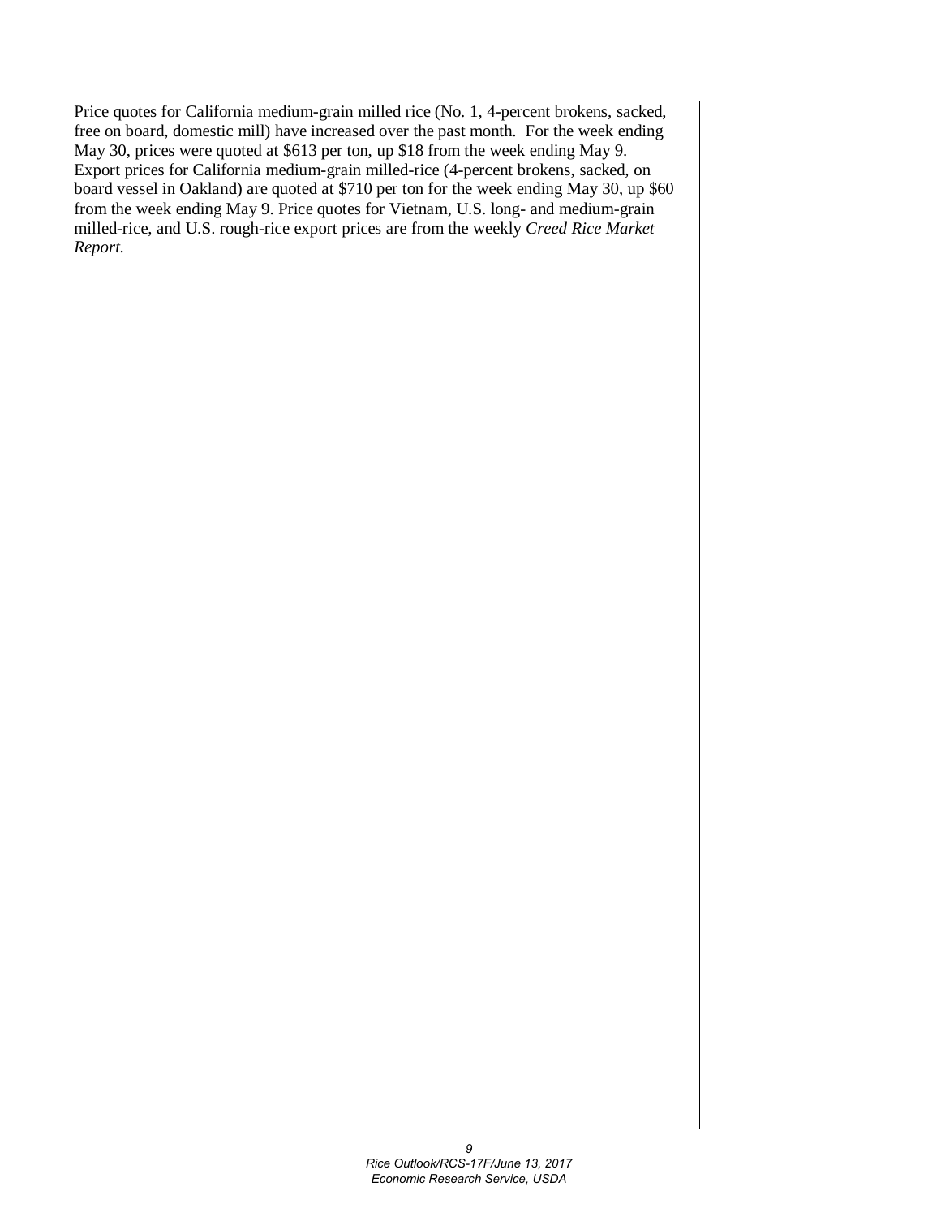Price quotes for California medium-grain milled rice (No. 1, 4-percent brokens, sacked, free on board, domestic mill) have increased over the past month. For the week ending May 30, prices were quoted at $613 per ton, up $18 from the week ending May 9. Export prices for California medium-grain milled-rice (4-percent brokens, sacked, on board vessel in Oakland) are quoted at $710 per ton for the week ending May 30, up $60 from the week ending May 9. Price quotes for Vietnam, U.S. long- and medium-grain milled-rice, and U.S. rough-rice export prices are from the weekly *Creed Rice Market Report.*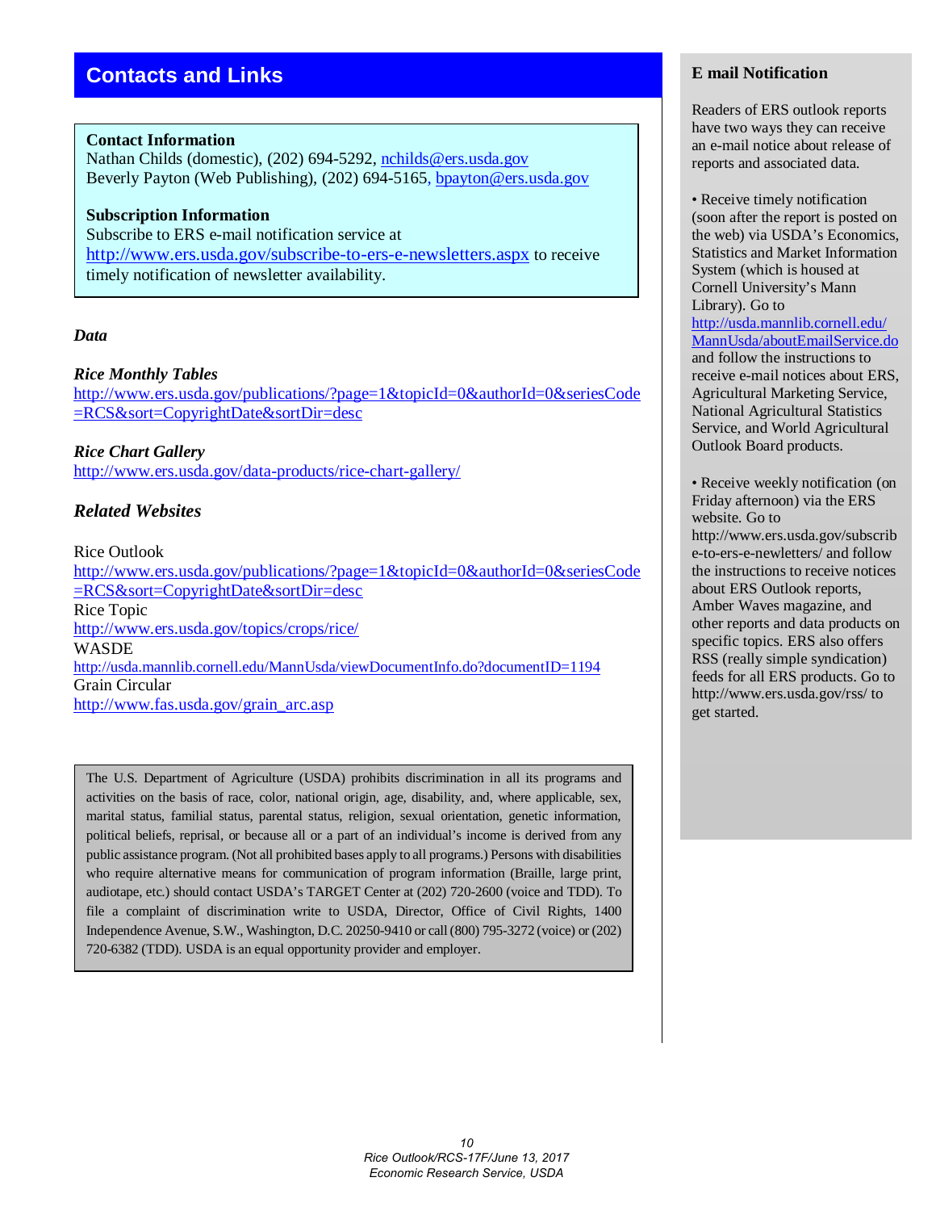## Contacts and Links

**Contact Information**
Nathan Childs (domestic), (202) 694-5292, nchilds@ers.usda.gov
Beverly Payton (Web Publishing), (202) 694-5165, bpayton@ers.usda.gov

**Subscription Information**
Subscribe to ERS e-mail notification service at http://www.ers.usda.gov/subscribe-to-ers-e-newsletters.aspx to receive timely notification of newsletter availability.

### *Data*

***Rice Monthly Tables***
http://www.ers.usda.gov/publications/?page=1&topicId=0&authorId=0&seriesCode=RCS&sort=CopyrightDate&sortDir=desc

***Rice Chart Gallery***
http://www.ers.usda.gov/data-products/rice-chart-gallery/

### *Related Websites*

Rice Outlook
http://www.ers.usda.gov/publications/?page=1&topicId=0&authorId=0&seriesCode=RCS&sort=CopyrightDate&sortDir=desc
Rice Topic
http://www.ers.usda.gov/topics/crops/rice/
WASDE
http://usda.mannlib.cornell.edu/MannUsda/viewDocumentInfo.do?documentID=1194
Grain Circular
http://www.fas.usda.gov/grain_arc.asp

The U.S. Department of Agriculture (USDA) prohibits discrimination in all its programs and activities on the basis of race, color, national origin, age, disability, and, where applicable, sex, marital status, familial status, parental status, religion, sexual orientation, genetic information, political beliefs, reprisal, or because all or a part of an individual's income is derived from any public assistance program. (Not all prohibited bases apply to all programs.) Persons with disabilities who require alternative means for communication of program information (Braille, large print, audiotape, etc.) should contact USDA's TARGET Center at (202) 720-2600 (voice and TDD). To file a complaint of discrimination write to USDA, Director, Office of Civil Rights, 1400 Independence Avenue, S.W., Washington, D.C. 20250-9410 or call (800) 795-3272 (voice) or (202) 720-6382 (TDD). USDA is an equal opportunity provider and employer.

### E mail Notification

Readers of ERS outlook reports have two ways they can receive an e-mail notice about release of reports and associated data.

- Receive timely notification (soon after the report is posted on the web) via USDA's Economics, Statistics and Market Information System (which is housed at Cornell University's Mann Library). Go to http://usda.mannlib.cornell.edu/MannUsda/aboutEmailService.do and follow the instructions to receive e-mail notices about ERS, Agricultural Marketing Service, National Agricultural Statistics Service, and World Agricultural Outlook Board products.

- Receive weekly notification (on Friday afternoon) via the ERS website. Go to http://www.ers.usda.gov/subscribe-to-ers-e-newletters/ and follow the instructions to receive notices about ERS Outlook reports, Amber Waves magazine, and other reports and data products on specific topics. ERS also offers RSS (really simple syndication) feeds for all ERS products. Go to http://www.ers.usda.gov/rss/ to get started.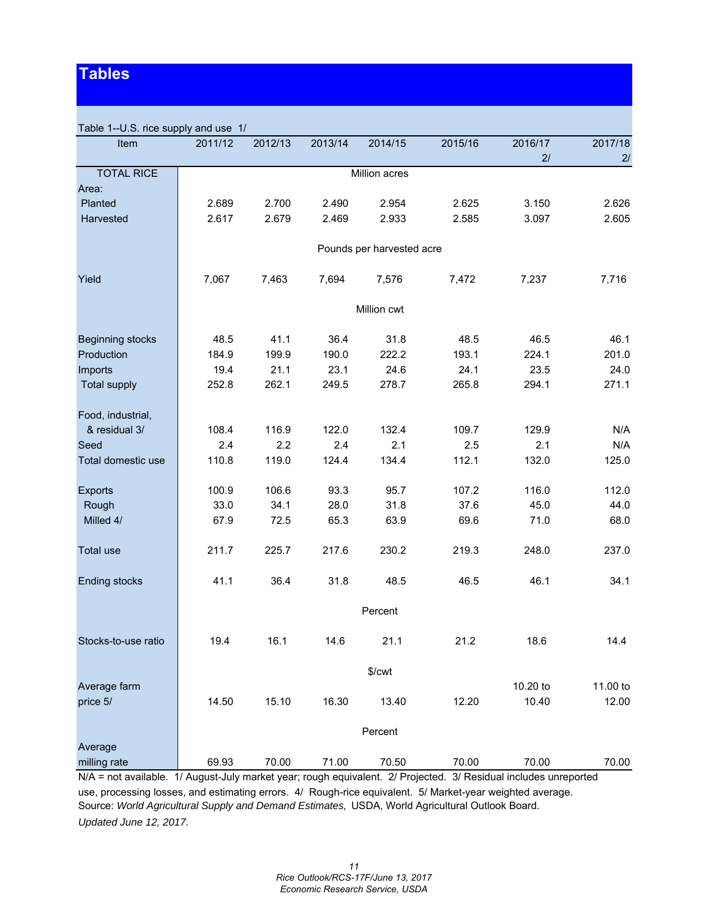# Tables

Table 1--U.S. rice supply and use 1/

| Item | 2011/12 | 2012/13 | 2013/14 | 2014/15 | 2015/16 | 2016/17 2/ | 2017/18 2/ |
|---|---|---|---|---|---|---|---|
| TOTAL RICE | | | | Million acres | | | |
| Area: | | | | | | | |
| Planted | 2.689 | 2.700 | 2.490 | 2.954 | 2.625 | 3.150 | 2.626 |
| Harvested | 2.617 | 2.679 | 2.469 | 2.933 | 2.585 | 3.097 | 2.605 |
| | | | | Pounds per harvested acre | | | |
| Yield | 7,067 | 7,463 | 7,694 | 7,576 | 7,472 | 7,237 | 7,716 |
| | | | | Million cwt | | | |
| Beginning stocks | 48.5 | 41.1 | 36.4 | 31.8 | 48.5 | 46.5 | 46.1 |
| Production | 184.9 | 199.9 | 190.0 | 222.2 | 193.1 | 224.1 | 201.0 |
| Imports | 19.4 | 21.1 | 23.1 | 24.6 | 24.1 | 23.5 | 24.0 |
| Total supply | 252.8 | 262.1 | 249.5 | 278.7 | 265.8 | 294.1 | 271.1 |
| Food, industrial, & residual 3/ | 108.4 | 116.9 | 122.0 | 132.4 | 109.7 | 129.9 | N/A |
| Seed | 2.4 | 2.2 | 2.4 | 2.1 | 2.5 | 2.1 | N/A |
| Total domestic use | 110.8 | 119.0 | 124.4 | 134.4 | 112.1 | 132.0 | 125.0 |
| Exports | 100.9 | 106.6 | 93.3 | 95.7 | 107.2 | 116.0 | 112.0 |
| Rough | 33.0 | 34.1 | 28.0 | 31.8 | 37.6 | 45.0 | 44.0 |
| Milled 4/ | 67.9 | 72.5 | 65.3 | 63.9 | 69.6 | 71.0 | 68.0 |
| Total use | 211.7 | 225.7 | 217.6 | 230.2 | 219.3 | 248.0 | 237.0 |
| Ending stocks | 41.1 | 36.4 | 31.8 | 48.5 | 46.5 | 46.1 | 34.1 |
| | | | | Percent | | | |
| Stocks-to-use ratio | 19.4 | 16.1 | 14.6 | 21.1 | 21.2 | 18.6 | 14.4 |
| | | | | $/cwt | | | |
| Average farm price 5/ | 14.50 | 15.10 | 16.30 | 13.40 | 12.20 | 10.20 to 10.40 | 11.00 to 12.00 |
| | | | | Percent | | | |
| Average milling rate | 69.93 | 70.00 | 71.00 | 70.50 | 70.00 | 70.00 | 70.00 |

N/A = not available. 1/ August-July market year; rough equivalent. 2/ Projected. 3/ Residual includes unreported use, processing losses, and estimating errors. 4/ Rough-rice equivalent. 5/ Market-year weighted average.
Source: *World Agricultural Supply and Demand Estimates,* USDA, World Agricultural Outlook Board.
*Updated June 12, 2017.*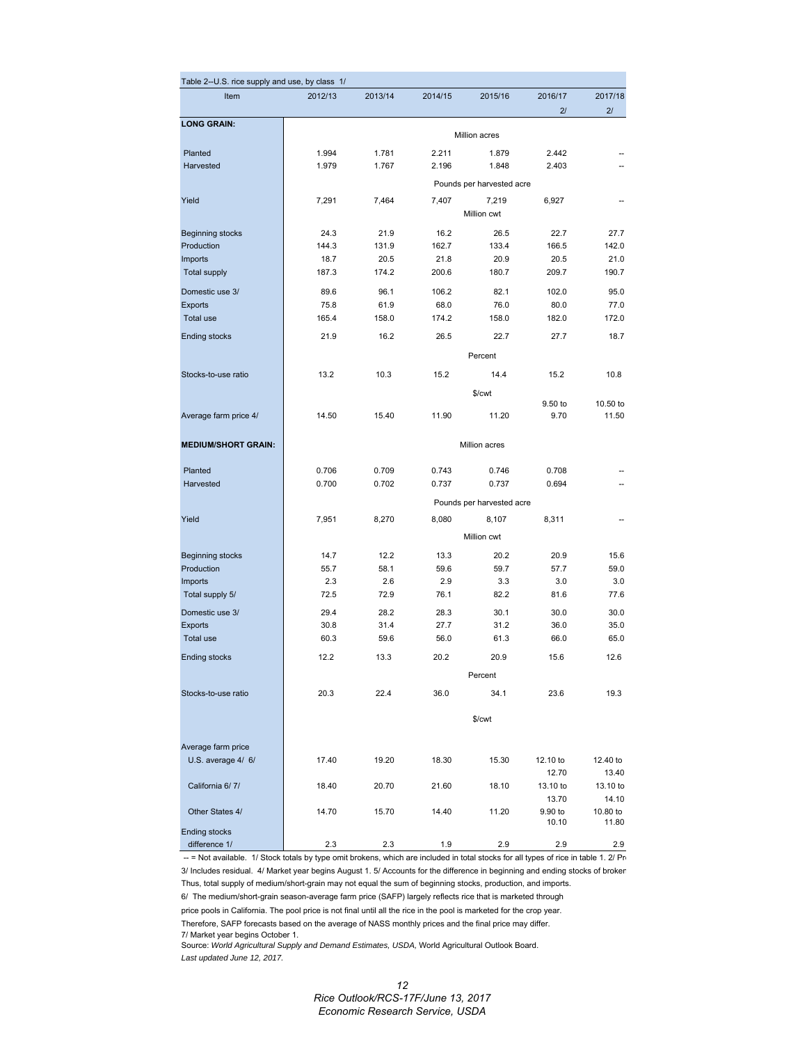| Table 2--U.S. rice supply and use, by class 1/ | | | | | | |
|---|---|---|---|---|---|---|
| Item | 2012/13 | 2013/14 | 2014/15 | 2015/16 | 2016/17 2/ | 2017/18 2/ |
| **LONG GRAIN:** | | | Million acres | | | |
| Planted | 1.994 | 1.781 | 2.211 | 1.879 | 2.442 | -- |
| Harvested | 1.979 | 1.767 | 2.196 | 1.848 | 2.403 | -- |
| | | | Pounds per harvested acre | | | |
| Yield | 7,291 | 7,464 | 7,407 | 7,219 | 6,927 | -- |
| | | | Million cwt | | | |
| Beginning stocks | 24.3 | 21.9 | 16.2 | 26.5 | 22.7 | 27.7 |
| Production | 144.3 | 131.9 | 162.7 | 133.4 | 166.5 | 142.0 |
| Imports | 18.7 | 20.5 | 21.8 | 20.9 | 20.5 | 21.0 |
| Total supply | 187.3 | 174.2 | 200.6 | 180.7 | 209.7 | 190.7 |
| Domestic use 3/ | 89.6 | 96.1 | 106.2 | 82.1 | 102.0 | 95.0 |
| Exports | 75.8 | 61.9 | 68.0 | 76.0 | 80.0 | 77.0 |
| Total use | 165.4 | 158.0 | 174.2 | 158.0 | 182.0 | 172.0 |
| Ending stocks | 21.9 | 16.2 | 26.5 | 22.7 | 27.7 | 18.7 |
| | | | Percent | | | |
| Stocks-to-use ratio | 13.2 | 10.3 | 15.2 | 14.4 | 15.2 | 10.8 |
| | | | $/cwt | | | |
| Average farm price 4/ | 14.50 | 15.40 | 11.90 | 11.20 | 9.50 to 9.70 | 10.50 to 11.50 |
| **MEDIUM/SHORT GRAIN:** | | | Million acres | | | |
| Planted | 0.706 | 0.709 | 0.743 | 0.746 | 0.708 | -- |
| Harvested | 0.700 | 0.702 | 0.737 | 0.737 | 0.694 | -- |
| | | | Pounds per harvested acre | | | |
| Yield | 7,951 | 8,270 | 8,080 | 8,107 | 8,311 | -- |
| | | | Million cwt | | | |
| Beginning stocks | 14.7 | 12.2 | 13.3 | 20.2 | 20.9 | 15.6 |
| Production | 55.7 | 58.1 | 59.6 | 59.7 | 57.7 | 59.0 |
| Imports | 2.3 | 2.6 | 2.9 | 3.3 | 3.0 | 3.0 |
| Total supply 5/ | 72.5 | 72.9 | 76.1 | 82.2 | 81.6 | 77.6 |
| Domestic use 3/ | 29.4 | 28.2 | 28.3 | 30.1 | 30.0 | 30.0 |
| Exports | 30.8 | 31.4 | 27.7 | 31.2 | 36.0 | 35.0 |
| Total use | 60.3 | 59.6 | 56.0 | 61.3 | 66.0 | 65.0 |
| Ending stocks | 12.2 | 13.3 | 20.2 | 20.9 | 15.6 | 12.6 |
| | | | Percent | | | |
| Stocks-to-use ratio | 20.3 | 22.4 | 36.0 | 34.1 | 23.6 | 19.3 |
| | | | $/cwt | | | |
| Average farm price | | | | | | |
| U.S. average 4/ 6/ | 17.40 | 19.20 | 18.30 | 15.30 | 12.10 to 12.70 | 12.40 to 13.40 |
| California 6/ 7/ | 18.40 | 20.70 | 21.60 | 18.10 | 13.10 to 13.70 | 13.10 to 14.10 |
| Other States 4/ | 14.70 | 15.70 | 14.40 | 11.20 | 9.90 to 10.10 | 10.80 to 11.80 |
| Ending stocks difference 1/ | 2.3 | 2.3 | 1.9 | 2.9 | 2.9 | 2.9 |

-- = Not available. 1/ Stock totals by type omit brokens, which are included in total stocks for all types of rice in table 1. 2/ Pr
3/ Includes residual. 4/ Market year begins August 1. 5/ Accounts for the difference in beginning and ending stocks of broker
Thus, total supply of medium/short-grain may not equal the sum of beginning stocks, production, and imports.
6/ The medium/short-grain season-average farm price (SAFP) largely reflects rice that is marketed through
price pools in California. The pool price is not final until all the rice in the pool is marketed for the crop year.
Therefore, SAFP forecasts based on the average of NASS monthly prices and the final price may differ.
7/ Market year begins October 1.
Source: *World Agricultural Supply and Demand Estimates, USDA,* World Agricultural Outlook Board.
*Last updated June 12, 2017.*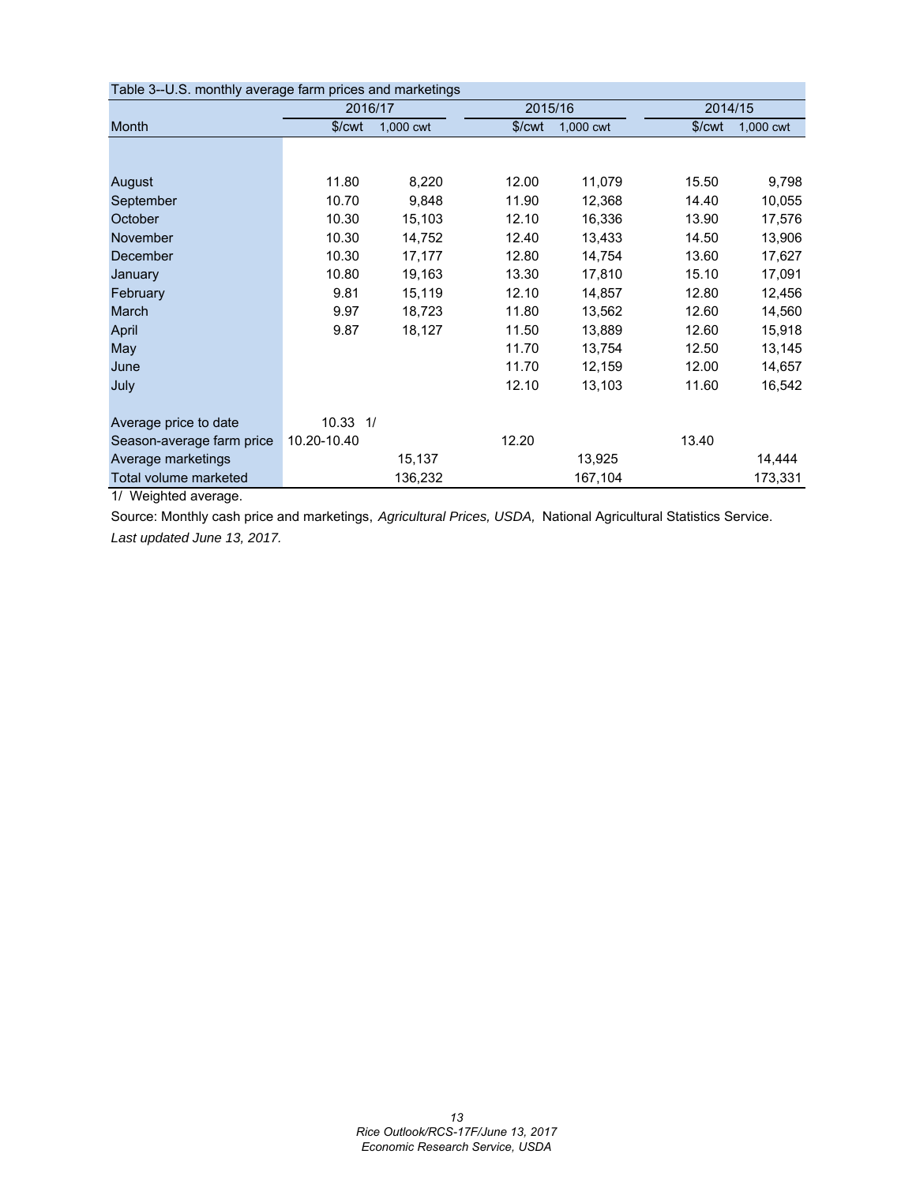Table 3--U.S. monthly average farm prices and marketings

| Month | 2016/17 | | 2015/16 | | 2014/15 | |
|---|---|---|---|---|---|---|
| | $/cwt | 1,000 cwt | $/cwt | 1,000 cwt | $/cwt | 1,000 cwt |
| August | 11.80 | 8,220 | 12.00 | 11,079 | 15.50 | 9,798 |
| September | 10.70 | 9,848 | 11.90 | 12,368 | 14.40 | 10,055 |
| October | 10.30 | 15,103 | 12.10 | 16,336 | 13.90 | 17,576 |
| November | 10.30 | 14,752 | 12.40 | 13,433 | 14.50 | 13,906 |
| December | 10.30 | 17,177 | 12.80 | 14,754 | 13.60 | 17,627 |
| January | 10.80 | 19,163 | 13.30 | 17,810 | 15.10 | 17,091 |
| February | 9.81 | 15,119 | 12.10 | 14,857 | 12.80 | 12,456 |
| March | 9.97 | 18,723 | 11.80 | 13,562 | 12.60 | 14,560 |
| April | 9.87 | 18,127 | 11.50 | 13,889 | 12.60 | 15,918 |
| May | | | 11.70 | 13,754 | 12.50 | 13,145 |
| June | | | 11.70 | 12,159 | 12.00 | 14,657 |
| July | | | 12.10 | 13,103 | 11.60 | 16,542 |
| Average price to date | 10.33 1/ | | | | | |
| Season-average farm price | 10.20-10.40 | | 12.20 | | 13.40 | |
| Average marketings | | 15,137 | | 13,925 | | 14,444 |
| Total volume marketed | | 136,232 | | 167,104 | | 173,331 |

1/ Weighted average.

Source: Monthly cash price and marketings, *Agricultural Prices, USDA,* National Agricultural Statistics Service.

*Last updated June 13, 2017.*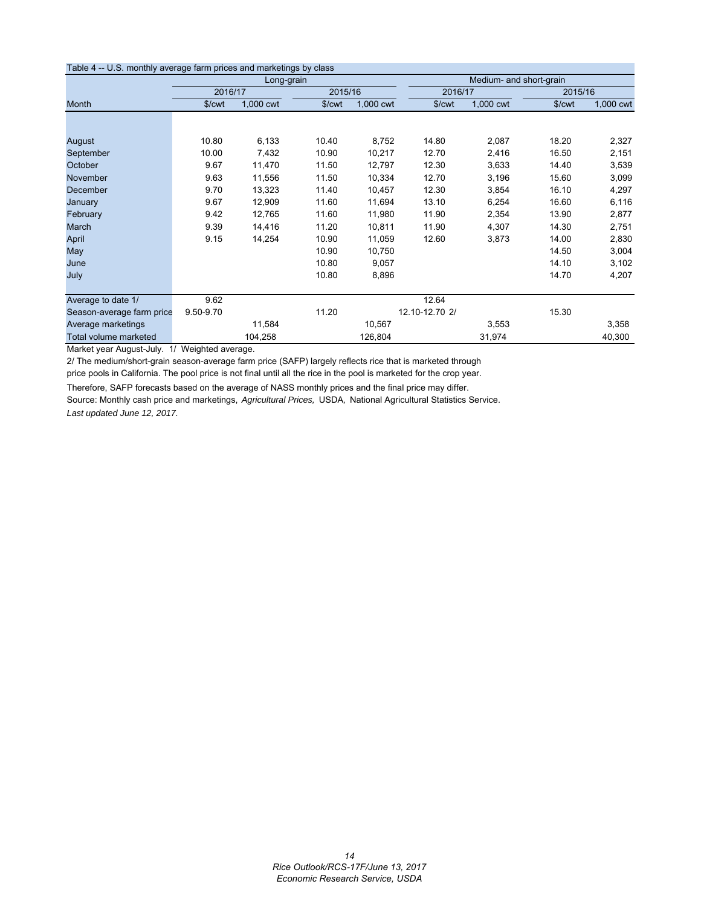Table 4 -- U.S. monthly average farm prices and marketings by class

| | Long-grain | | | | Medium- and short-grain | | | |
|---|---|---|---|---|---|---|---|---|
| | 2016/17 | | 2015/16 | | 2016/17 | | 2015/16 | |
| Month | $/cwt | 1,000 cwt | $/cwt | 1,000 cwt | $/cwt | 1,000 cwt | $/cwt | 1,000 cwt |
| August | 10.80 | 6,133 | 10.40 | 8,752 | 14.80 | 2,087 | 18.20 | 2,327 |
| September | 10.00 | 7,432 | 10.90 | 10,217 | 12.70 | 2,416 | 16.50 | 2,151 |
| October | 9.67 | 11,470 | 11.50 | 12,797 | 12.30 | 3,633 | 14.40 | 3,539 |
| November | 9.63 | 11,556 | 11.50 | 10,334 | 12.70 | 3,196 | 15.60 | 3,099 |
| December | 9.70 | 13,323 | 11.40 | 10,457 | 12.30 | 3,854 | 16.10 | 4,297 |
| January | 9.67 | 12,909 | 11.60 | 11,694 | 13.10 | 6,254 | 16.60 | 6,116 |
| February | 9.42 | 12,765 | 11.60 | 11,980 | 11.90 | 2,354 | 13.90 | 2,877 |
| March | 9.39 | 14,416 | 11.20 | 10,811 | 11.90 | 4,307 | 14.30 | 2,751 |
| April | 9.15 | 14,254 | 10.90 | 11,059 | 12.60 | 3,873 | 14.00 | 2,830 |
| May | | | 10.90 | 10,750 | | | 14.50 | 3,004 |
| June | | | 10.80 | 9,057 | | | 14.10 | 3,102 |
| July | | | 10.80 | 8,896 | | | 14.70 | 4,207 |
| Average to date 1/ | 9.62 | | | | 12.64 | | | |
| Season-average farm price | 9.50-9.70 | | 11.20 | | 12.10-12.70 2/ | | 15.30 | |
| Average marketings | | 11,584 | | 10,567 | | 3,553 | | 3,358 |
| Total volume marketed | | 104,258 | | 126,804 | | 31,974 | | 40,300 |

Market year August-July. 1/ Weighted average.

2/ The medium/short-grain season-average farm price (SAFP) largely reflects rice that is marketed through price pools in California. The pool price is not final until all the rice in the pool is marketed for the crop year. Therefore, SAFP forecasts based on the average of NASS monthly prices and the final price may differ.

Source: Monthly cash price and marketings, *Agricultural Prices,* USDA, National Agricultural Statistics Service.

*Last updated June 12, 2017.*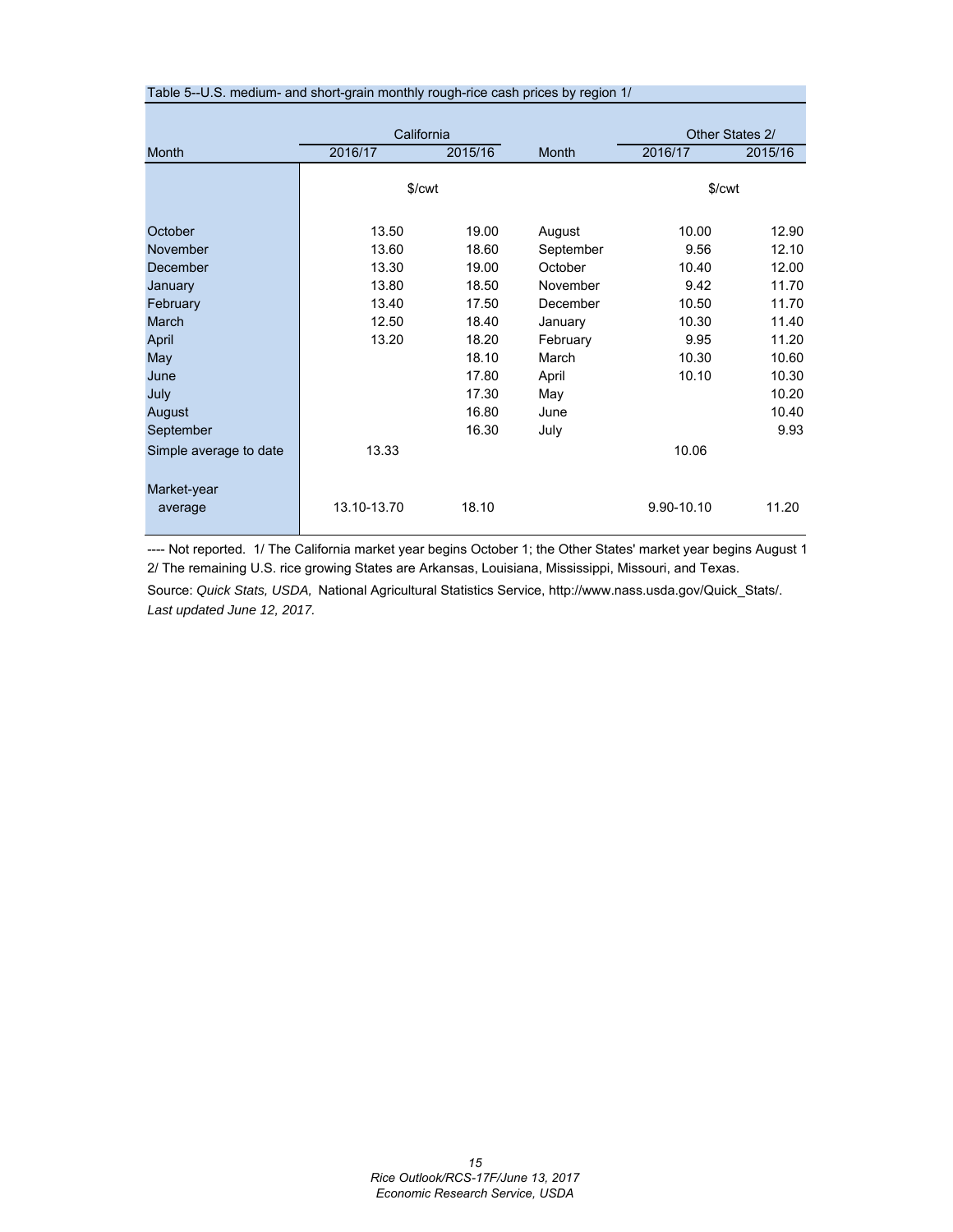Table 5--U.S. medium- and short-grain monthly rough-rice cash prices by region 1/

| Month | California | | Month | Other States 2/ | |
|---|---|---|---|---|---|
| | 2016/17 | 2015/16 | | 2016/17 | 2015/16 |
| | $/cwt | | | $/cwt | |
| October | 13.50 | 19.00 | August | 10.00 | 12.90 |
| November | 13.60 | 18.60 | September | 9.56 | 12.10 |
| December | 13.30 | 19.00 | October | 10.40 | 12.00 |
| January | 13.80 | 18.50 | November | 9.42 | 11.70 |
| February | 13.40 | 17.50 | December | 10.50 | 11.70 |
| March | 12.50 | 18.40 | January | 10.30 | 11.40 |
| April | 13.20 | 18.20 | February | 9.95 | 11.20 |
| May | | 18.10 | March | 10.30 | 10.60 |
| June | | 17.80 | April | 10.10 | 10.30 |
| July | | 17.30 | May | | 10.20 |
| August | | 16.80 | June | | 10.40 |
| September | | 16.30 | July | | 9.93 |
| Simple average to date | 13.33 | | | 10.06 | |
| Market-year average | 13.10-13.70 | 18.10 | | 9.90-10.10 | 11.20 |

---- Not reported. 1/ The California market year begins October 1; the Other States' market year begins August 1
2/ The remaining U.S. rice growing States are Arkansas, Louisiana, Mississippi, Missouri, and Texas.

Source: *Quick Stats, USDA,* National Agricultural Statistics Service, http://www.nass.usda.gov/Quick_Stats/.
*Last updated June 12, 2017.*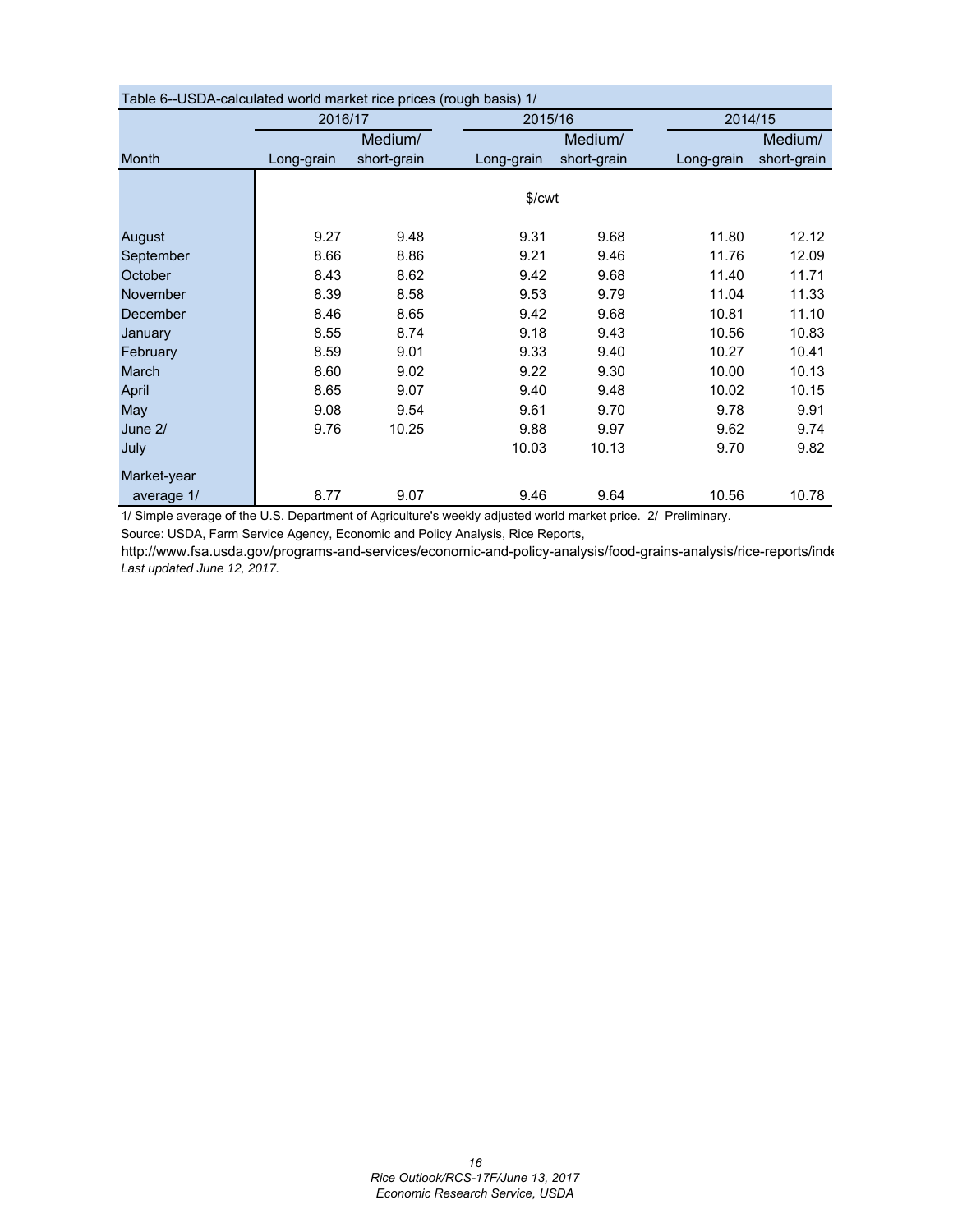Table 6--USDA-calculated world market rice prices (rough basis) 1/

| Month | 2016/17 | | 2015/16 | | 2014/15 | |
|---|---|---|---|---|---|---|
| | Long-grain | Medium/ short-grain | Long-grain | Medium/ short-grain | Long-grain | Medium/ short-grain |
| | $/cwt | | | | | |
| August | 9.27 | 9.48 | 9.31 | 9.68 | 11.80 | 12.12 |
| September | 8.66 | 8.86 | 9.21 | 9.46 | 11.76 | 12.09 |
| October | 8.43 | 8.62 | 9.42 | 9.68 | 11.40 | 11.71 |
| November | 8.39 | 8.58 | 9.53 | 9.79 | 11.04 | 11.33 |
| December | 8.46 | 8.65 | 9.42 | 9.68 | 10.81 | 11.10 |
| January | 8.55 | 8.74 | 9.18 | 9.43 | 10.56 | 10.83 |
| February | 8.59 | 9.01 | 9.33 | 9.40 | 10.27 | 10.41 |
| March | 8.60 | 9.02 | 9.22 | 9.30 | 10.00 | 10.13 |
| April | 8.65 | 9.07 | 9.40 | 9.48 | 10.02 | 10.15 |
| May | 9.08 | 9.54 | 9.61 | 9.70 | 9.78 | 9.91 |
| June 2/ | 9.76 | 10.25 | 9.88 | 9.97 | 9.62 | 9.74 |
| July | | | 10.03 | 10.13 | 9.70 | 9.82 |
| Market-year average 1/ | 8.77 | 9.07 | 9.46 | 9.64 | 10.56 | 10.78 |

1/ Simple average of the U.S. Department of Agriculture's weekly adjusted world market price. 2/ Preliminary.

Source: USDA, Farm Service Agency, Economic and Policy Analysis, Rice Reports,

http://www.fsa.usda.gov/programs-and-services/economic-and-policy-analysis/food-grains-analysis/rice-reports/inde

*Last updated June 12, 2017.*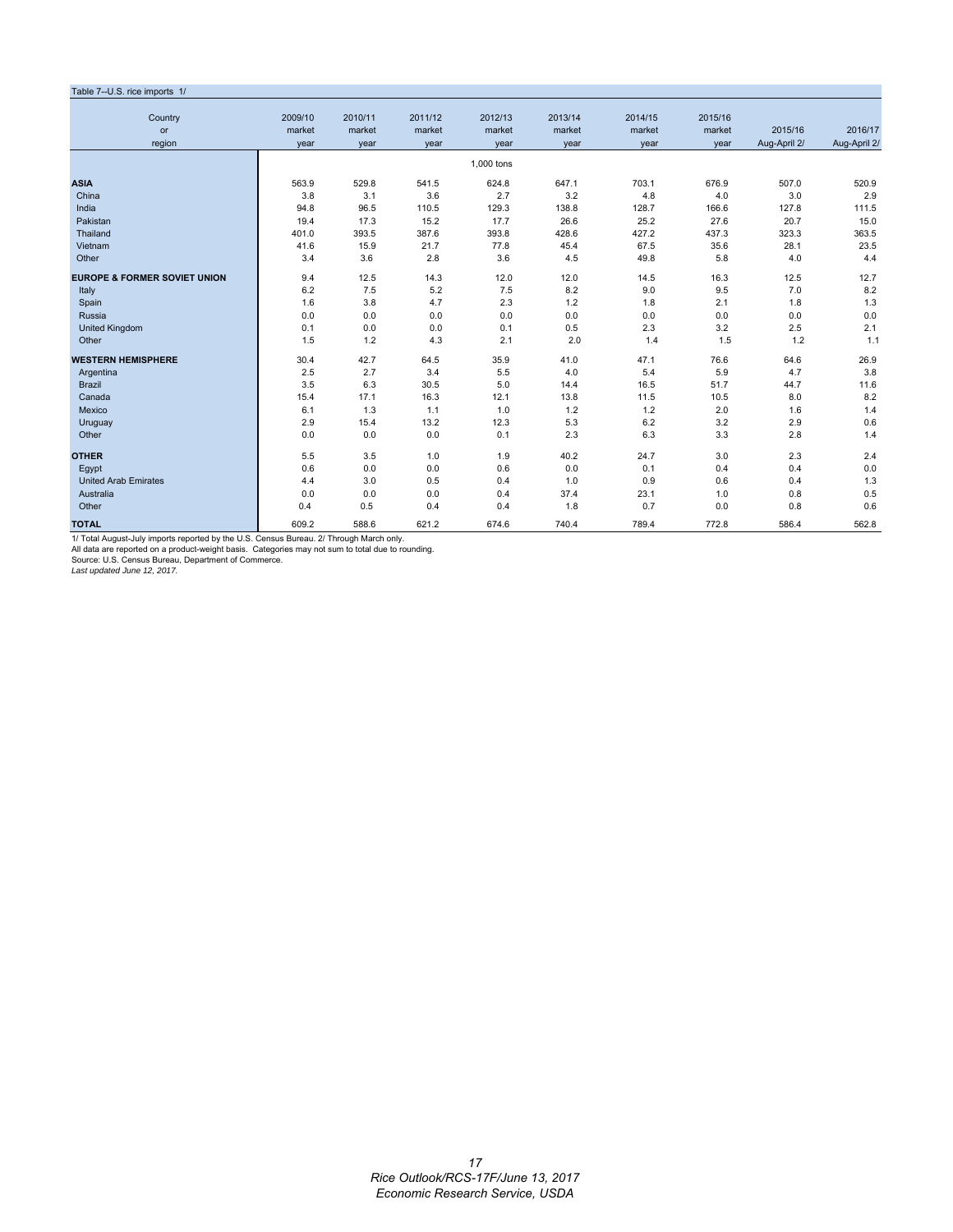Table 7--U.S. rice imports 1/

| Country or region | 2009/10 market year | 2010/11 market year | 2011/12 market year | 2012/13 market year | 2013/14 market year | 2014/15 market year | 2015/16 market year | 2015/16 Aug-April 2/ | 2016/17 Aug-April 2/ |
|---|---|---|---|---|---|---|---|---|---|
| | | | | 1,000 tons | | | | | |
| **ASIA** | 563.9 | 529.8 | 541.5 | 624.8 | 647.1 | 703.1 | 676.9 | 507.0 | 520.9 |
| China | 3.8 | 3.1 | 3.6 | 2.7 | 3.2 | 4.8 | 4.0 | 3.0 | 2.9 |
| India | 94.8 | 96.5 | 110.5 | 129.3 | 138.8 | 128.7 | 166.6 | 127.8 | 111.5 |
| Pakistan | 19.4 | 17.3 | 15.2 | 17.7 | 26.6 | 25.2 | 27.6 | 20.7 | 15.0 |
| Thailand | 401.0 | 393.5 | 387.6 | 393.8 | 428.6 | 427.2 | 437.3 | 323.3 | 363.5 |
| Vietnam | 41.6 | 15.9 | 21.7 | 77.8 | 45.4 | 67.5 | 35.6 | 28.1 | 23.5 |
| Other | 3.4 | 3.6 | 2.8 | 3.6 | 4.5 | 49.8 | 5.8 | 4.0 | 4.4 |
| **EUROPE & FORMER SOVIET UNION** | 9.4 | 12.5 | 14.3 | 12.0 | 12.0 | 14.5 | 16.3 | 12.5 | 12.7 |
| Italy | 6.2 | 7.5 | 5.2 | 7.5 | 8.2 | 9.0 | 9.5 | 7.0 | 8.2 |
| Spain | 1.6 | 3.8 | 4.7 | 2.3 | 1.2 | 1.8 | 2.1 | 1.8 | 1.3 |
| Russia | 0.0 | 0.0 | 0.0 | 0.0 | 0.0 | 0.0 | 0.0 | 0.0 | 0.0 |
| United Kingdom | 0.1 | 0.0 | 0.0 | 0.1 | 0.5 | 2.3 | 3.2 | 2.5 | 2.1 |
| Other | 1.5 | 1.2 | 4.3 | 2.1 | 2.0 | 1.4 | 1.5 | 1.2 | 1.1 |
| **WESTERN HEMISPHERE** | 30.4 | 42.7 | 64.5 | 35.9 | 41.0 | 47.1 | 76.6 | 64.6 | 26.9 |
| Argentina | 2.5 | 2.7 | 3.4 | 5.5 | 4.0 | 5.4 | 5.9 | 4.7 | 3.8 |
| Brazil | 3.5 | 6.3 | 30.5 | 5.0 | 14.4 | 16.5 | 51.7 | 44.7 | 11.6 |
| Canada | 15.4 | 17.1 | 16.3 | 12.1 | 13.8 | 11.5 | 10.5 | 8.0 | 8.2 |
| Mexico | 6.1 | 1.3 | 1.1 | 1.0 | 1.2 | 1.2 | 2.0 | 1.6 | 1.4 |
| Uruguay | 2.9 | 15.4 | 13.2 | 12.3 | 5.3 | 6.2 | 3.2 | 2.9 | 0.6 |
| Other | 0.0 | 0.0 | 0.0 | 0.1 | 2.3 | 6.3 | 3.3 | 2.8 | 1.4 |
| **OTHER** | 5.5 | 3.5 | 1.0 | 1.9 | 40.2 | 24.7 | 3.0 | 2.3 | 2.4 |
| Egypt | 0.6 | 0.0 | 0.0 | 0.6 | 0.0 | 0.1 | 0.4 | 0.4 | 0.0 |
| United Arab Emirates | 4.4 | 3.0 | 0.5 | 0.4 | 1.0 | 0.9 | 0.6 | 0.4 | 1.3 |
| Australia | 0.0 | 0.0 | 0.0 | 0.4 | 37.4 | 23.1 | 1.0 | 0.8 | 0.5 |
| Other | 0.4 | 0.5 | 0.4 | 0.4 | 1.8 | 0.7 | 0.0 | 0.8 | 0.6 |
| **TOTAL** | 609.2 | 588.6 | 621.2 | 674.6 | 740.4 | 789.4 | 772.8 | 586.4 | 562.8 |

1/ Total August-July imports reported by the U.S. Census Bureau. 2/ Through March only.
All data are reported on a product-weight basis. Categories may not sum to total due to rounding.
Source: U.S. Census Bureau, Department of Commerce.
*Last updated June 12, 2017.*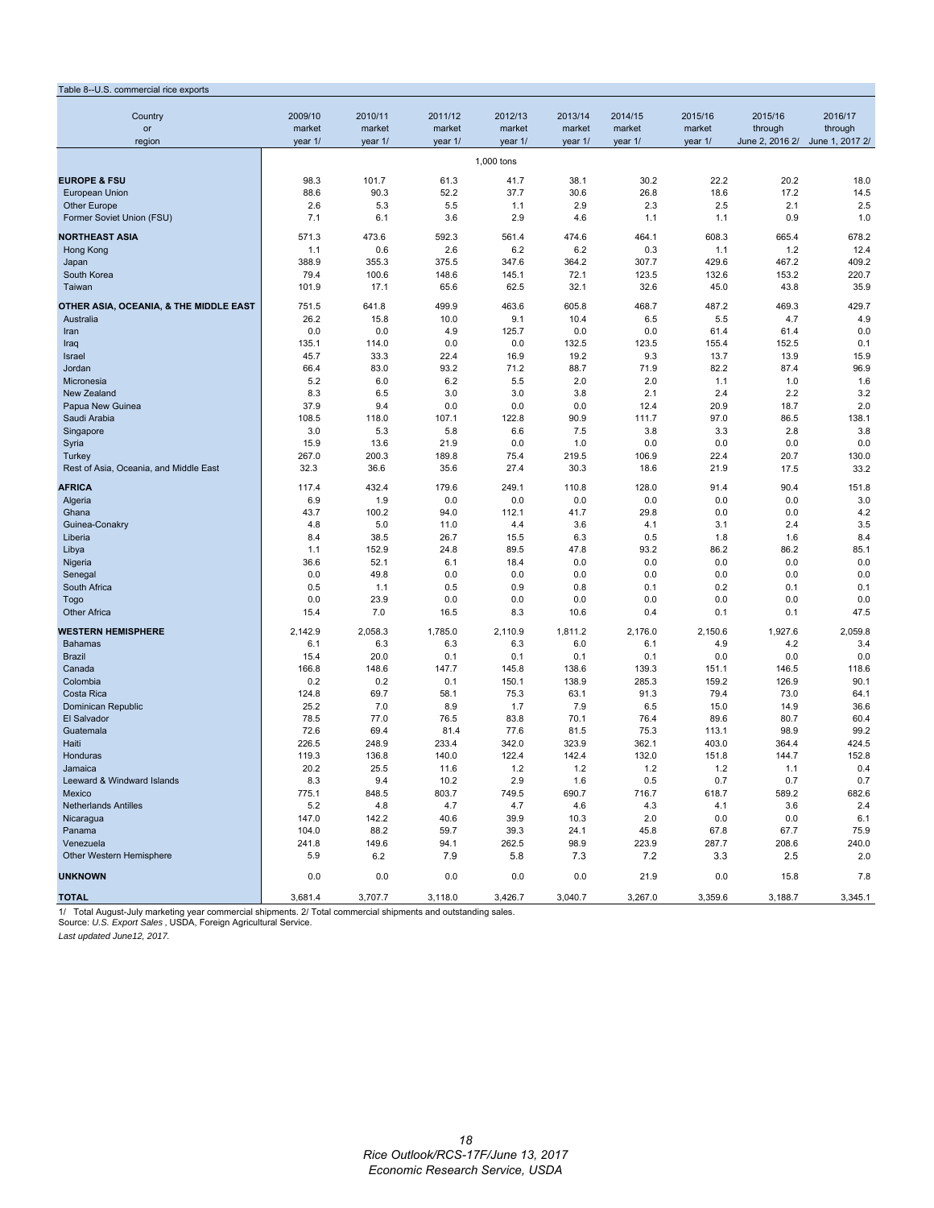Table 8--U.S. commercial rice exports

| Country or region | 2009/10 market year 1/ | 2010/11 market year 1/ | 2011/12 market year 1/ | 2012/13 market year 1/ | 2013/14 market year 1/ | 2014/15 market year 1/ | 2015/16 market year 1/ | 2015/16 through June 2, 2016 2/ | 2016/17 through June 1, 2017 2/ |
|---|---|---|---|---|---|---|---|---|---|
| | 1,000 tons | | | | | | | | |
| **EUROPE & FSU** | 98.3 | 101.7 | 61.3 | 41.7 | 38.1 | 30.2 | 22.2 | 20.2 | 18.0 |
| European Union | 88.6 | 90.3 | 52.2 | 37.7 | 30.6 | 26.8 | 18.6 | 17.2 | 14.5 |
| Other Europe | 2.6 | 5.3 | 5.5 | 1.1 | 2.9 | 2.3 | 2.5 | 2.1 | 2.5 |
| Former Soviet Union (FSU) | 7.1 | 6.1 | 3.6 | 2.9 | 4.6 | 1.1 | 1.1 | 0.9 | 1.0 |
| **NORTHEAST ASIA** | 571.3 | 473.6 | 592.3 | 561.4 | 474.6 | 464.1 | 608.3 | 665.4 | 678.2 |
| Hong Kong | 1.1 | 0.6 | 2.6 | 6.2 | 6.2 | 0.3 | 1.1 | 1.2 | 12.4 |
| Japan | 388.9 | 355.3 | 375.5 | 347.6 | 364.2 | 307.7 | 429.6 | 467.2 | 409.2 |
| South Korea | 79.4 | 100.6 | 148.6 | 145.1 | 72.1 | 123.5 | 132.6 | 153.2 | 220.7 |
| Taiwan | 101.9 | 17.1 | 65.6 | 62.5 | 32.1 | 32.6 | 45.0 | 43.8 | 35.9 |
| **OTHER ASIA, OCEANIA, & THE MIDDLE EAST** | 751.5 | 641.8 | 499.9 | 463.6 | 605.8 | 468.7 | 487.2 | 469.3 | 429.7 |
| Australia | 26.2 | 15.8 | 10.0 | 9.1 | 10.4 | 6.5 | 5.5 | 4.7 | 4.9 |
| Iran | 0.0 | 0.0 | 4.9 | 125.7 | 0.0 | 0.0 | 61.4 | 61.4 | 0.0 |
| Iraq | 135.1 | 114.0 | 0.0 | 0.0 | 132.5 | 123.5 | 155.4 | 152.5 | 0.1 |
| Israel | 45.7 | 33.3 | 22.4 | 16.9 | 19.2 | 9.3 | 13.7 | 13.9 | 15.9 |
| Jordan | 66.4 | 83.0 | 93.2 | 71.2 | 88.7 | 71.9 | 82.2 | 87.4 | 96.9 |
| Micronesia | 5.2 | 6.0 | 6.2 | 5.5 | 2.0 | 2.0 | 1.1 | 1.0 | 1.6 |
| New Zealand | 8.3 | 6.5 | 3.0 | 3.0 | 3.8 | 2.1 | 2.4 | 2.2 | 3.2 |
| Papua New Guinea | 37.9 | 9.4 | 0.0 | 0.0 | 0.0 | 12.4 | 20.9 | 18.7 | 2.0 |
| Saudi Arabia | 108.5 | 118.0 | 107.1 | 122.8 | 90.9 | 111.7 | 97.0 | 86.5 | 138.1 |
| Singapore | 3.0 | 5.3 | 5.8 | 6.6 | 7.5 | 3.8 | 3.3 | 2.8 | 3.8 |
| Syria | 15.9 | 13.6 | 21.9 | 0.0 | 1.0 | 0.0 | 0.0 | 0.0 | 0.0 |
| Turkey | 267.0 | 200.3 | 189.8 | 75.4 | 219.5 | 106.9 | 22.4 | 20.7 | 130.0 |
| Rest of Asia, Oceania, and Middle East | 32.3 | 36.6 | 35.6 | 27.4 | 30.3 | 18.6 | 21.9 | 17.5 | 33.2 |
| **AFRICA** | 117.4 | 432.4 | 179.6 | 249.1 | 110.8 | 128.0 | 91.4 | 90.4 | 151.8 |
| Algeria | 6.9 | 1.9 | 0.0 | 0.0 | 0.0 | 0.0 | 0.0 | 0.0 | 3.0 |
| Ghana | 43.7 | 100.2 | 94.0 | 112.1 | 41.7 | 29.8 | 0.0 | 0.0 | 4.2 |
| Guinea-Conakry | 4.8 | 5.0 | 11.0 | 4.4 | 3.6 | 4.1 | 3.1 | 2.4 | 3.5 |
| Liberia | 8.4 | 38.5 | 26.7 | 15.5 | 6.3 | 0.5 | 1.8 | 1.6 | 8.4 |
| Libya | 1.1 | 152.9 | 24.8 | 89.5 | 47.8 | 93.2 | 86.2 | 86.2 | 85.1 |
| Nigeria | 36.6 | 52.1 | 6.1 | 18.4 | 0.0 | 0.0 | 0.0 | 0.0 | 0.0 |
| Senegal | 0.0 | 49.8 | 0.0 | 0.0 | 0.0 | 0.0 | 0.0 | 0.0 | 0.0 |
| South Africa | 0.5 | 1.1 | 0.5 | 0.9 | 0.8 | 0.1 | 0.2 | 0.1 | 0.1 |
| Togo | 0.0 | 23.9 | 0.0 | 0.0 | 0.0 | 0.0 | 0.0 | 0.0 | 0.0 |
| Other Africa | 15.4 | 7.0 | 16.5 | 8.3 | 10.6 | 0.4 | 0.1 | 0.1 | 47.5 |
| **WESTERN HEMISPHERE** | 2,142.9 | 2,058.3 | 1,785.0 | 2,110.9 | 1,811.2 | 2,176.0 | 2,150.6 | 1,927.6 | 2,059.8 |
| Bahamas | 6.1 | 6.3 | 6.3 | 6.3 | 6.0 | 6.1 | 4.9 | 4.2 | 3.4 |
| Brazil | 15.4 | 20.0 | 0.1 | 0.1 | 0.1 | 0.1 | 0.0 | 0.0 | 0.0 |
| Canada | 166.8 | 148.6 | 147.7 | 145.8 | 138.6 | 139.3 | 151.1 | 146.5 | 118.6 |
| Colombia | 0.2 | 0.2 | 0.1 | 150.1 | 138.9 | 285.3 | 159.2 | 126.9 | 90.1 |
| Costa Rica | 124.8 | 69.7 | 58.1 | 75.3 | 63.1 | 91.3 | 79.4 | 73.0 | 64.1 |
| Dominican Republic | 25.2 | 7.0 | 8.9 | 1.7 | 7.9 | 6.5 | 15.0 | 14.9 | 36.6 |
| El Salvador | 78.5 | 77.0 | 76.5 | 83.8 | 70.1 | 76.4 | 89.6 | 80.7 | 60.4 |
| Guatemala | 72.6 | 69.4 | 81.4 | 77.6 | 81.5 | 75.3 | 113.1 | 98.9 | 99.2 |
| Haiti | 226.5 | 248.9 | 233.4 | 342.0 | 323.9 | 362.1 | 403.0 | 364.4 | 424.5 |
| Honduras | 119.3 | 136.8 | 140.0 | 122.4 | 142.4 | 132.0 | 151.8 | 144.7 | 152.8 |
| Jamaica | 20.2 | 25.5 | 11.6 | 1.2 | 1.2 | 1.2 | 1.2 | 1.1 | 0.4 |
| Leeward & Windward Islands | 8.3 | 9.4 | 10.2 | 2.9 | 1.6 | 0.5 | 0.7 | 0.7 | 0.7 |
| Mexico | 775.1 | 848.5 | 803.7 | 749.5 | 690.7 | 716.7 | 618.7 | 589.2 | 682.6 |
| Netherlands Antilles | 5.2 | 4.8 | 4.7 | 4.7 | 4.6 | 4.3 | 4.1 | 3.6 | 2.4 |
| Nicaragua | 147.0 | 142.2 | 40.6 | 39.9 | 10.3 | 2.0 | 0.0 | 0.0 | 6.1 |
| Panama | 104.0 | 88.2 | 59.7 | 39.3 | 24.1 | 45.8 | 67.8 | 67.7 | 75.9 |
| Venezuela | 241.8 | 149.6 | 94.1 | 262.5 | 98.9 | 223.9 | 287.7 | 208.6 | 240.0 |
| Other Western Hemisphere | 5.9 | 6.2 | 7.9 | 5.8 | 7.3 | 7.2 | 3.3 | 2.5 | 2.0 |
| **UNKNOWN** | 0.0 | 0.0 | 0.0 | 0.0 | 0.0 | 21.9 | 0.0 | 15.8 | 7.8 |
| **TOTAL** | 3,681.4 | 3,707.7 | 3,118.0 | 3,426.7 | 3,040.7 | 3,267.0 | 3,359.6 | 3,188.7 | 3,345.1 |

1/ Total August-July marketing year commercial shipments. 2/ Total commercial shipments and outstanding sales.
Source: *U.S. Export Sales*, USDA, Foreign Agricultural Service.
*Last updated June12, 2017.*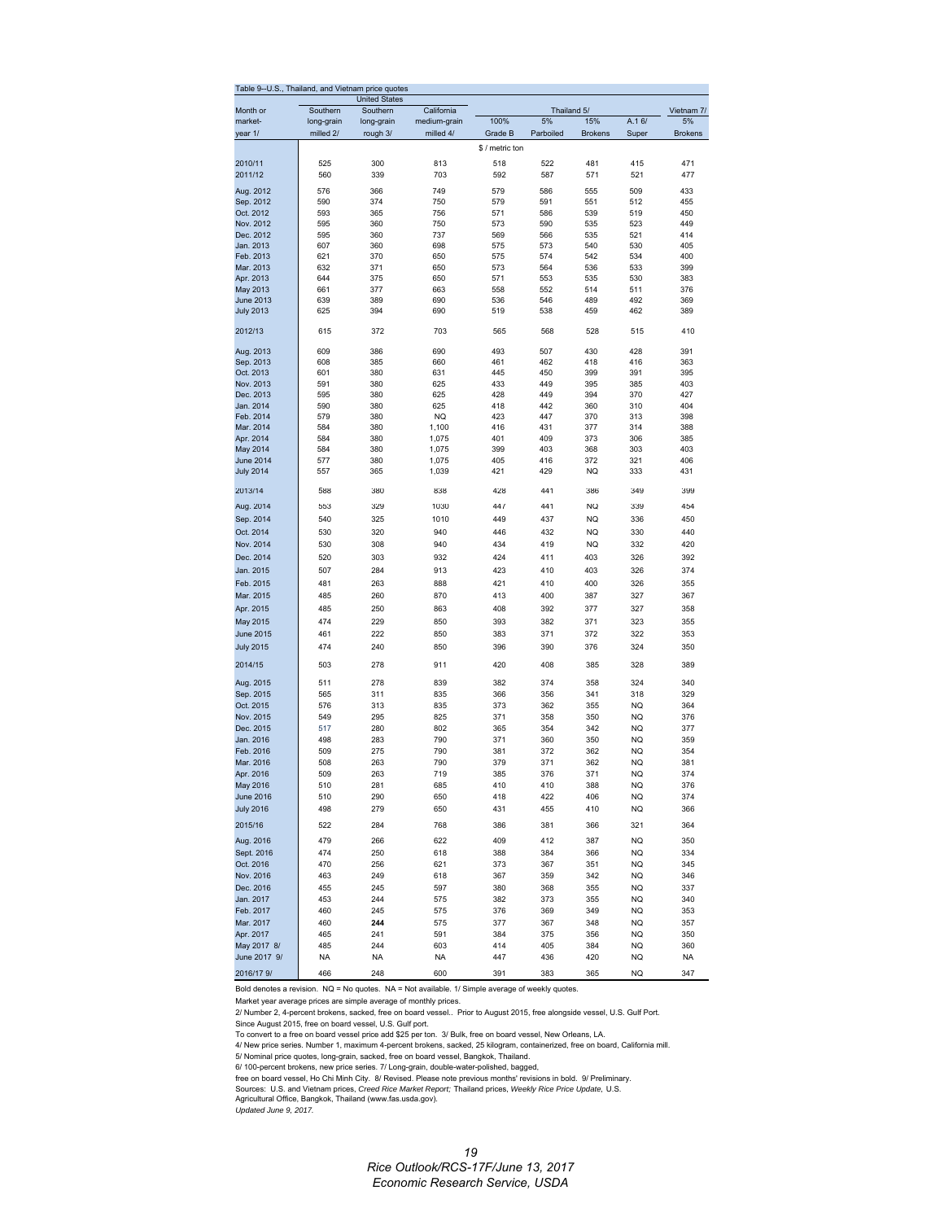Table 9--U.S., Thailand, and Vietnam price quotes

| Month or market-year 1/ | United States Southern long-grain milled 2/ | United States Southern long-grain rough 3/ | United States California medium-grain milled 4/ | Thailand 5/ 100% Grade B | Thailand 5/ 5% Parboiled | Thailand 5/ 15% Brokens | Thailand 5/ A.1 6/ Super | Vietnam 7/ 5% Brokens |
|---|---|---|---|---|---|---|---|---|
| | $ / metric ton | | | | | | | |
| 2010/11 | 525 | 300 | 813 | 518 | 522 | 481 | 415 | 471 |
| 2011/12 | 560 | 339 | 703 | 592 | 587 | 571 | 521 | 477 |
| Aug. 2012 | 576 | 366 | 749 | 579 | 586 | 555 | 509 | 433 |
| Sep. 2012 | 590 | 374 | 750 | 579 | 591 | 551 | 512 | 455 |
| Oct. 2012 | 593 | 365 | 756 | 571 | 586 | 539 | 519 | 450 |
| Nov. 2012 | 595 | 360 | 750 | 573 | 590 | 535 | 523 | 449 |
| Dec. 2012 | 595 | 360 | 737 | 569 | 566 | 535 | 521 | 414 |
| Jan. 2013 | 607 | 360 | 698 | 575 | 573 | 540 | 530 | 405 |
| Feb. 2013 | 621 | 370 | 650 | 575 | 574 | 542 | 534 | 400 |
| Mar. 2013 | 632 | 371 | 650 | 573 | 564 | 536 | 533 | 399 |
| Apr. 2013 | 644 | 375 | 650 | 571 | 553 | 535 | 530 | 383 |
| May 2013 | 661 | 377 | 663 | 558 | 552 | 514 | 511 | 376 |
| June 2013 | 639 | 389 | 690 | 536 | 546 | 489 | 492 | 369 |
| July 2013 | 625 | 394 | 690 | 519 | 538 | 459 | 462 | 389 |
| 2012/13 | 615 | 372 | 703 | 565 | 568 | 528 | 515 | 410 |
| Aug. 2013 | 609 | 386 | 690 | 493 | 507 | 430 | 428 | 391 |
| Sep. 2013 | 608 | 385 | 660 | 461 | 462 | 418 | 416 | 363 |
| Oct. 2013 | 601 | 380 | 631 | 445 | 450 | 399 | 391 | 395 |
| Nov. 2013 | 591 | 380 | 625 | 433 | 449 | 395 | 385 | 403 |
| Dec. 2013 | 595 | 380 | 625 | 428 | 449 | 394 | 370 | 427 |
| Jan. 2014 | 590 | 380 | 625 | 418 | 442 | 360 | 310 | 404 |
| Feb. 2014 | 579 | 380 | NQ | 423 | 447 | 370 | 313 | 398 |
| Mar. 2014 | 584 | 380 | 1,100 | 416 | 431 | 377 | 314 | 388 |
| Apr. 2014 | 584 | 380 | 1,075 | 401 | 409 | 373 | 306 | 385 |
| May 2014 | 584 | 380 | 1,075 | 399 | 403 | 368 | 303 | 403 |
| June 2014 | 577 | 380 | 1,075 | 405 | 416 | 372 | 321 | 406 |
| July 2014 | 557 | 365 | 1,039 | 421 | 429 | NQ | 333 | 431 |
| 2013/14 | 588 | 380 | 838 | 428 | 441 | 386 | 349 | 399 |
| Aug. 2014 | 553 | 329 | 1030 | 447 | 441 | NQ | 339 | 454 |
| Sep. 2014 | 540 | 325 | 1010 | 449 | 437 | NQ | 336 | 450 |
| Oct. 2014 | 530 | 320 | 940 | 446 | 432 | NQ | 330 | 440 |
| Nov. 2014 | 530 | 308 | 940 | 434 | 419 | NQ | 332 | 420 |
| Dec. 2014 | 520 | 303 | 932 | 424 | 411 | 403 | 326 | 392 |
| Jan. 2015 | 507 | 284 | 913 | 423 | 410 | 403 | 326 | 374 |
| Feb. 2015 | 481 | 263 | 888 | 421 | 410 | 400 | 326 | 355 |
| Mar. 2015 | 485 | 260 | 870 | 413 | 400 | 387 | 327 | 367 |
| Apr. 2015 | 485 | 250 | 863 | 408 | 392 | 377 | 327 | 358 |
| May 2015 | 474 | 229 | 850 | 393 | 382 | 371 | 323 | 355 |
| June 2015 | 461 | 222 | 850 | 383 | 371 | 372 | 322 | 353 |
| July 2015 | 474 | 240 | 850 | 396 | 390 | 376 | 324 | 350 |
| 2014/15 | 503 | 278 | 911 | 420 | 408 | 385 | 328 | 389 |
| Aug. 2015 | 511 | 278 | 839 | 382 | 374 | 358 | 324 | 340 |
| Sep. 2015 | 565 | 311 | 835 | 366 | 356 | 341 | 318 | 329 |
| Oct. 2015 | 576 | 313 | 835 | 373 | 362 | 355 | NQ | 364 |
| Nov. 2015 | 549 | 295 | 825 | 371 | 358 | 350 | NQ | 376 |
| Dec. 2015 | 517 | 280 | 802 | 365 | 354 | 342 | NQ | 377 |
| Jan. 2016 | 498 | 283 | 790 | 371 | 360 | 350 | NQ | 359 |
| Feb. 2016 | 509 | 275 | 790 | 381 | 372 | 362 | NQ | 354 |
| Mar. 2016 | 508 | 263 | 790 | 379 | 371 | 362 | NQ | 381 |
| Apr. 2016 | 509 | 263 | 719 | 385 | 376 | 371 | NQ | 374 |
| May 2016 | 510 | 281 | 685 | 410 | 410 | 388 | NQ | 376 |
| June 2016 | 510 | 290 | 650 | 418 | 422 | 406 | NQ | 374 |
| July 2016 | 498 | 279 | 650 | 431 | 455 | 410 | NQ | 366 |
| 2015/16 | 522 | 284 | 768 | 386 | 381 | 366 | 321 | 364 |
| Aug. 2016 | 479 | 266 | 622 | 409 | 412 | 387 | NQ | 350 |
| Sept. 2016 | 474 | 250 | 618 | 388 | 384 | 366 | NQ | 334 |
| Oct. 2016 | 470 | 256 | 621 | 373 | 367 | 351 | NQ | 345 |
| Nov. 2016 | 463 | 249 | 618 | 367 | 359 | 342 | NQ | 346 |
| Dec. 2016 | 455 | 245 | 597 | 380 | 368 | 355 | NQ | 337 |
| Jan. 2017 | 453 | 244 | 575 | 382 | 373 | 355 | NQ | 340 |
| Feb. 2017 | 460 | 245 | 575 | 376 | 369 | 349 | NQ | 353 |
| Mar. 2017 | 460 | **244** | 575 | 377 | 367 | 348 | NQ | 357 |
| Apr. 2017 | 465 | 241 | 591 | 384 | 375 | 356 | NQ | 350 |
| May 2017 8/ | 485 | 244 | 603 | 414 | 405 | 384 | NQ | 360 |
| June 2017 9/ | NA | NA | NA | 447 | 436 | 420 | NQ | NA |
| 2016/17 9/ | 466 | 248 | 600 | 391 | 383 | 365 | NQ | 347 |

Bold denotes a revision. NQ = No quotes. NA = Not available. 1/ Simple average of weekly quotes.

Market year average prices are simple average of monthly prices.

2/ Number 2, 4-percent brokens, sacked, free on board vessel.. Prior to August 2015, free alongside vessel, U.S. Gulf Port.

Since August 2015, free on board vessel, U.S. Gulf port.

To convert to a free on board vessel price add $25 per ton. 3/ Bulk, free on board vessel, New Orleans, LA.

4/ New price series. Number 1, maximum 4-percent brokens, sacked, 25 kilogram, containerized, free on board, California mill.

5/ Nominal price quotes, long-grain, sacked, free on board vessel, Bangkok, Thailand.

6/ 100-percent brokens, new price series. 7/ Long-grain, double-water-polished, bagged,

free on board vessel, Ho Chi Minh City. 8/ Revised. Please note previous months' revisions in bold. 9/ Preliminary.

Sources: U.S. and Vietnam prices, *Creed Rice Market Report;* Thailand prices, *Weekly Rice Price Update,* U.S. Agricultural Office, Bangkok, Thailand (www.fas.usda.gov).

*Updated June 9, 2017.*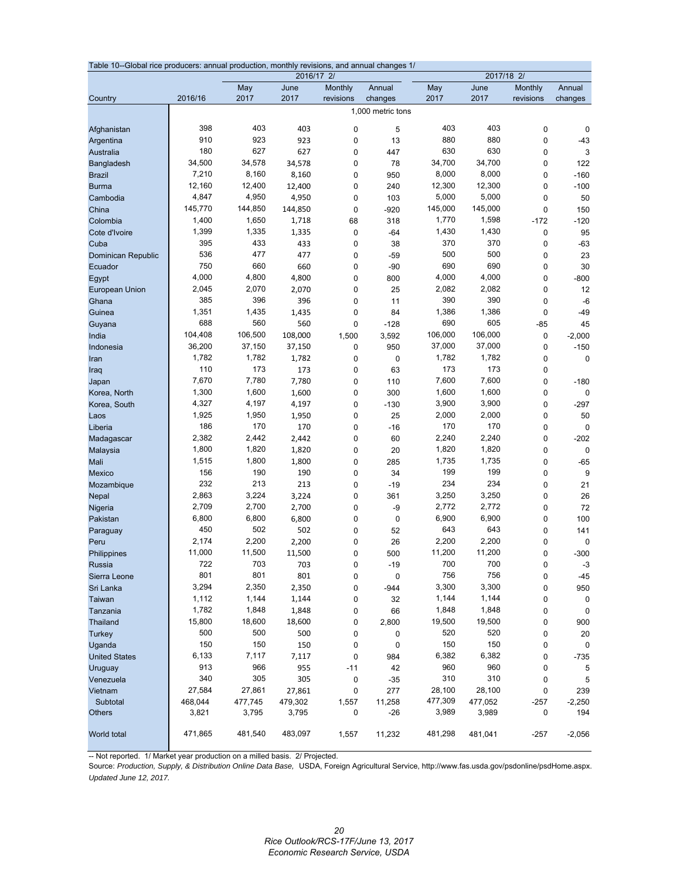Table 10--Global rice producers: annual production, monthly revisions, and annual changes 1/

| | | 2016/17 2/ | | | | 2017/18 2/ | | | |
|---|---|---|---|---|---|---|---|---|---|
| Country | 2016/16 | May 2017 | June 2017 | Monthly revisions | Annual changes | May 2017 | June 2017 | Monthly revisions | Annual changes |
| | | | | | 1,000 metric tons | | | | |
| Afghanistan | 398 | 403 | 403 | 0 | 5 | 403 | 403 | 0 | 0 |
| Argentina | 910 | 923 | 923 | 0 | 13 | 880 | 880 | 0 | -43 |
| Australia | 180 | 627 | 627 | 0 | 447 | 630 | 630 | 0 | 3 |
| Bangladesh | 34,500 | 34,578 | 34,578 | 0 | 78 | 34,700 | 34,700 | 0 | 122 |
| Brazil | 7,210 | 8,160 | 8,160 | 0 | 950 | 8,000 | 8,000 | 0 | -160 |
| Burma | 12,160 | 12,400 | 12,400 | 0 | 240 | 12,300 | 12,300 | 0 | -100 |
| Cambodia | 4,847 | 4,950 | 4,950 | 0 | 103 | 5,000 | 5,000 | 0 | 50 |
| China | 145,770 | 144,850 | 144,850 | 0 | -920 | 145,000 | 145,000 | 0 | 150 |
| Colombia | 1,400 | 1,650 | 1,718 | 68 | 318 | 1,770 | 1,598 | -172 | -120 |
| Cote d'Ivoire | 1,399 | 1,335 | 1,335 | 0 | -64 | 1,430 | 1,430 | 0 | 95 |
| Cuba | 395 | 433 | 433 | 0 | 38 | 370 | 370 | 0 | -63 |
| Dominican Republic | 536 | 477 | 477 | 0 | -59 | 500 | 500 | 0 | 23 |
| Ecuador | 750 | 660 | 660 | 0 | -90 | 690 | 690 | 0 | 30 |
| Egypt | 4,000 | 4,800 | 4,800 | 0 | 800 | 4,000 | 4,000 | 0 | -800 |
| European Union | 2,045 | 2,070 | 2,070 | 0 | 25 | 2,082 | 2,082 | 0 | 12 |
| Ghana | 385 | 396 | 396 | 0 | 11 | 390 | 390 | 0 | -6 |
| Guinea | 1,351 | 1,435 | 1,435 | 0 | 84 | 1,386 | 1,386 | 0 | -49 |
| Guyana | 688 | 560 | 560 | 0 | -128 | 690 | 605 | -85 | 45 |
| India | 104,408 | 106,500 | 108,000 | 1,500 | 3,592 | 106,000 | 106,000 | 0 | -2,000 |
| Indonesia | 36,200 | 37,150 | 37,150 | 0 | 950 | 37,000 | 37,000 | 0 | -150 |
| Iran | 1,782 | 1,782 | 1,782 | 0 | 0 | 1,782 | 1,782 | 0 | 0 |
| Iraq | 110 | 173 | 173 | 0 | 63 | 173 | 173 | 0 | |
| Japan | 7,670 | 7,780 | 7,780 | 0 | 110 | 7,600 | 7,600 | 0 | -180 |
| Korea, North | 1,300 | 1,600 | 1,600 | 0 | 300 | 1,600 | 1,600 | 0 | 0 |
| Korea, South | 4,327 | 4,197 | 4,197 | 0 | -130 | 3,900 | 3,900 | 0 | -297 |
| Laos | 1,925 | 1,950 | 1,950 | 0 | 25 | 2,000 | 2,000 | 0 | 50 |
| Liberia | 186 | 170 | 170 | 0 | -16 | 170 | 170 | 0 | 0 |
| Madagascar | 2,382 | 2,442 | 2,442 | 0 | 60 | 2,240 | 2,240 | 0 | -202 |
| Malaysia | 1,800 | 1,820 | 1,820 | 0 | 20 | 1,820 | 1,820 | 0 | 0 |
| Mali | 1,515 | 1,800 | 1,800 | 0 | 285 | 1,735 | 1,735 | 0 | -65 |
| Mexico | 156 | 190 | 190 | 0 | 34 | 199 | 199 | 0 | 9 |
| Mozambique | 232 | 213 | 213 | 0 | -19 | 234 | 234 | 0 | 21 |
| Nepal | 2,863 | 3,224 | 3,224 | 0 | 361 | 3,250 | 3,250 | 0 | 26 |
| Nigeria | 2,709 | 2,700 | 2,700 | 0 | -9 | 2,772 | 2,772 | 0 | 72 |
| Pakistan | 6,800 | 6,800 | 6,800 | 0 | 0 | 6,900 | 6,900 | 0 | 100 |
| Paraguay | 450 | 502 | 502 | 0 | 52 | 643 | 643 | 0 | 141 |
| Peru | 2,174 | 2,200 | 2,200 | 0 | 26 | 2,200 | 2,200 | 0 | 0 |
| Philippines | 11,000 | 11,500 | 11,500 | 0 | 500 | 11,200 | 11,200 | 0 | -300 |
| Russia | 722 | 703 | 703 | 0 | -19 | 700 | 700 | 0 | -3 |
| Sierra Leone | 801 | 801 | 801 | 0 | 0 | 756 | 756 | 0 | -45 |
| Sri Lanka | 3,294 | 2,350 | 2,350 | 0 | -944 | 3,300 | 3,300 | 0 | 950 |
| Taiwan | 1,112 | 1,144 | 1,144 | 0 | 32 | 1,144 | 1,144 | 0 | 0 |
| Tanzania | 1,782 | 1,848 | 1,848 | 0 | 66 | 1,848 | 1,848 | 0 | 0 |
| Thailand | 15,800 | 18,600 | 18,600 | 0 | 2,800 | 19,500 | 19,500 | 0 | 900 |
| Turkey | 500 | 500 | 500 | 0 | 0 | 520 | 520 | 0 | 20 |
| Uganda | 150 | 150 | 150 | 0 | 0 | 150 | 150 | 0 | 0 |
| United States | 6,133 | 7,117 | 7,117 | 0 | 984 | 6,382 | 6,382 | 0 | -735 |
| Uruguay | 913 | 966 | 955 | -11 | 42 | 960 | 960 | 0 | 5 |
| Venezuela | 340 | 305 | 305 | 0 | -35 | 310 | 310 | 0 | 5 |
| Vietnam | 27,584 | 27,861 | 27,861 | 0 | 277 | 28,100 | 28,100 | 0 | 239 |
| Subtotal | 468,044 | 477,745 | 479,302 | 1,557 | 11,258 | 477,309 | 477,052 | -257 | -2,250 |
| Others | 3,821 | 3,795 | 3,795 | 0 | -26 | 3,989 | 3,989 | 0 | 194 |
| World total | 471,865 | 481,540 | 483,097 | 1,557 | 11,232 | 481,298 | 481,041 | -257 | -2,056 |

-- Not reported. 1/ Market year production on a milled basis. 2/ Projected.

Source: *Production, Supply, & Distribution Online Data Base*, USDA, Foreign Agricultural Service, http://www.fas.usda.gov/psdonline/psdHome.aspx.

*Updated June 12, 2017.*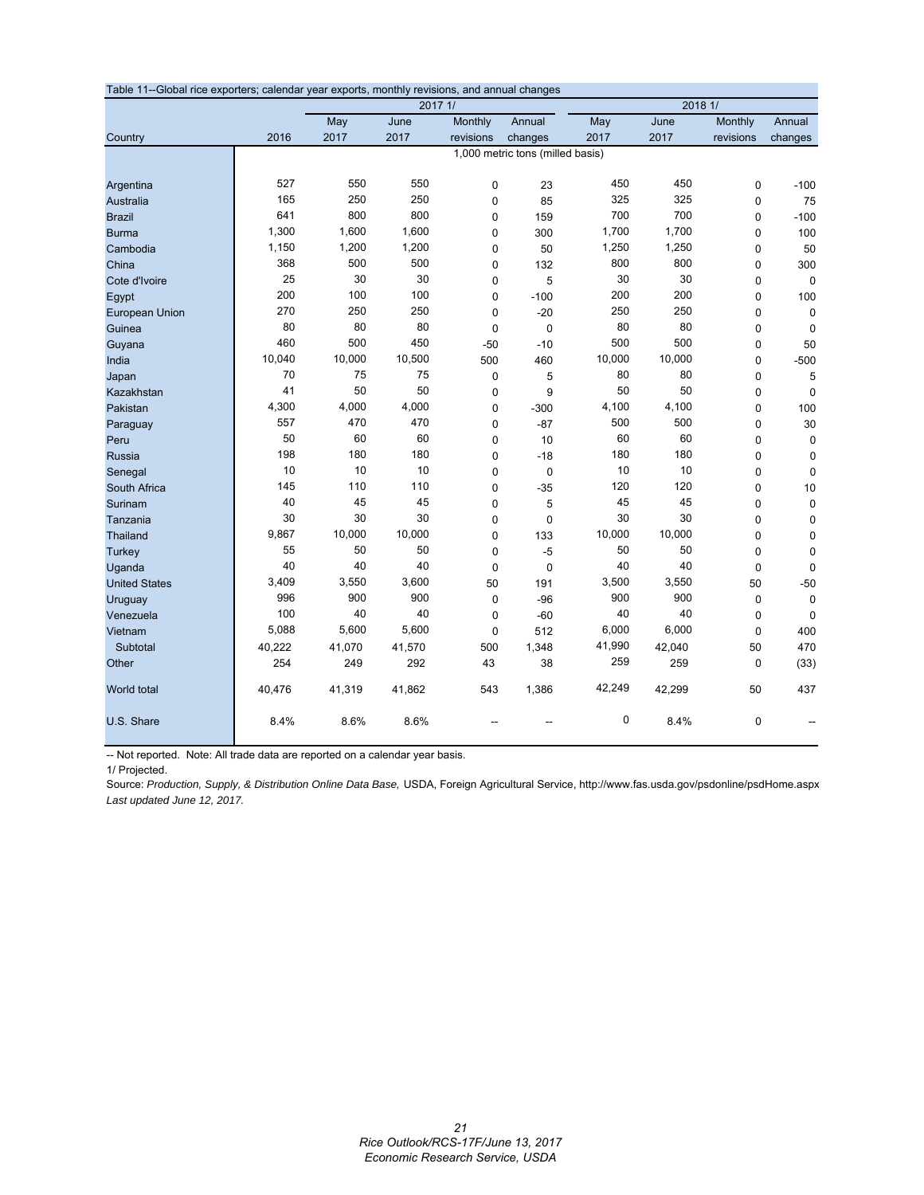Table 11--Global rice exporters; calendar year exports, monthly revisions, and annual changes

| | | 2017 1/ | | | | 2018 1/ | | | |
|---|---|---|---|---|---|---|---|---|---|
| Country | 2016 | May 2017 | June 2017 | Monthly revisions | Annual changes | May 2017 | June 2017 | Monthly revisions | Annual changes |
| | 1,000 metric tons (milled basis) | | | | | | | | |
| Argentina | 527 | 550 | 550 | 0 | 23 | 450 | 450 | 0 | -100 |
| Australia | 165 | 250 | 250 | 0 | 85 | 325 | 325 | 0 | 75 |
| Brazil | 641 | 800 | 800 | 0 | 159 | 700 | 700 | 0 | -100 |
| Burma | 1,300 | 1,600 | 1,600 | 0 | 300 | 1,700 | 1,700 | 0 | 100 |
| Cambodia | 1,150 | 1,200 | 1,200 | 0 | 50 | 1,250 | 1,250 | 0 | 50 |
| China | 368 | 500 | 500 | 0 | 132 | 800 | 800 | 0 | 300 |
| Cote d'Ivoire | 25 | 30 | 30 | 0 | 5 | 30 | 30 | 0 | 0 |
| Egypt | 200 | 100 | 100 | 0 | -100 | 200 | 200 | 0 | 100 |
| European Union | 270 | 250 | 250 | 0 | -20 | 250 | 250 | 0 | 0 |
| Guinea | 80 | 80 | 80 | 0 | 0 | 80 | 80 | 0 | 0 |
| Guyana | 460 | 500 | 450 | -50 | -10 | 500 | 500 | 0 | 50 |
| India | 10,040 | 10,000 | 10,500 | 500 | 460 | 10,000 | 10,000 | 0 | -500 |
| Japan | 70 | 75 | 75 | 0 | 5 | 80 | 80 | 0 | 5 |
| Kazakhstan | 41 | 50 | 50 | 0 | 9 | 50 | 50 | 0 | 0 |
| Pakistan | 4,300 | 4,000 | 4,000 | 0 | -300 | 4,100 | 4,100 | 0 | 100 |
| Paraguay | 557 | 470 | 470 | 0 | -87 | 500 | 500 | 0 | 30 |
| Peru | 50 | 60 | 60 | 0 | 10 | 60 | 60 | 0 | 0 |
| Russia | 198 | 180 | 180 | 0 | -18 | 180 | 180 | 0 | 0 |
| Senegal | 10 | 10 | 10 | 0 | 0 | 10 | 10 | 0 | 0 |
| South Africa | 145 | 110 | 110 | 0 | -35 | 120 | 120 | 0 | 10 |
| Surinam | 40 | 45 | 45 | 0 | 5 | 45 | 45 | 0 | 0 |
| Tanzania | 30 | 30 | 30 | 0 | 0 | 30 | 30 | 0 | 0 |
| Thailand | 9,867 | 10,000 | 10,000 | 0 | 133 | 10,000 | 10,000 | 0 | 0 |
| Turkey | 55 | 50 | 50 | 0 | -5 | 50 | 50 | 0 | 0 |
| Uganda | 40 | 40 | 40 | 0 | 0 | 40 | 40 | 0 | 0 |
| United States | 3,409 | 3,550 | 3,600 | 50 | 191 | 3,500 | 3,550 | 50 | -50 |
| Uruguay | 996 | 900 | 900 | 0 | -96 | 900 | 900 | 0 | 0 |
| Venezuela | 100 | 40 | 40 | 0 | -60 | 40 | 40 | 0 | 0 |
| Vietnam | 5,088 | 5,600 | 5,600 | 0 | 512 | 6,000 | 6,000 | 0 | 400 |
| Subtotal | 40,222 | 41,070 | 41,570 | 500 | 1,348 | 41,990 | 42,040 | 50 | 470 |
| Other | 254 | 249 | 292 | 43 | 38 | 259 | 259 | 0 | (33) |
| World total | 40,476 | 41,319 | 41,862 | 543 | 1,386 | 42,249 | 42,299 | 50 | 437 |
| U.S. Share | 8.4% | 8.6% | 8.6% | -- | -- | 0 | 8.4% | 0 | -- |

-- Not reported. Note: All trade data are reported on a calendar year basis.

1/ Projected.

Source: *Production, Supply, & Distribution Online Data Base,* USDA, Foreign Agricultural Service, http://www.fas.usda.gov/psdonline/psdHome.aspx

*Last updated June 12, 2017.*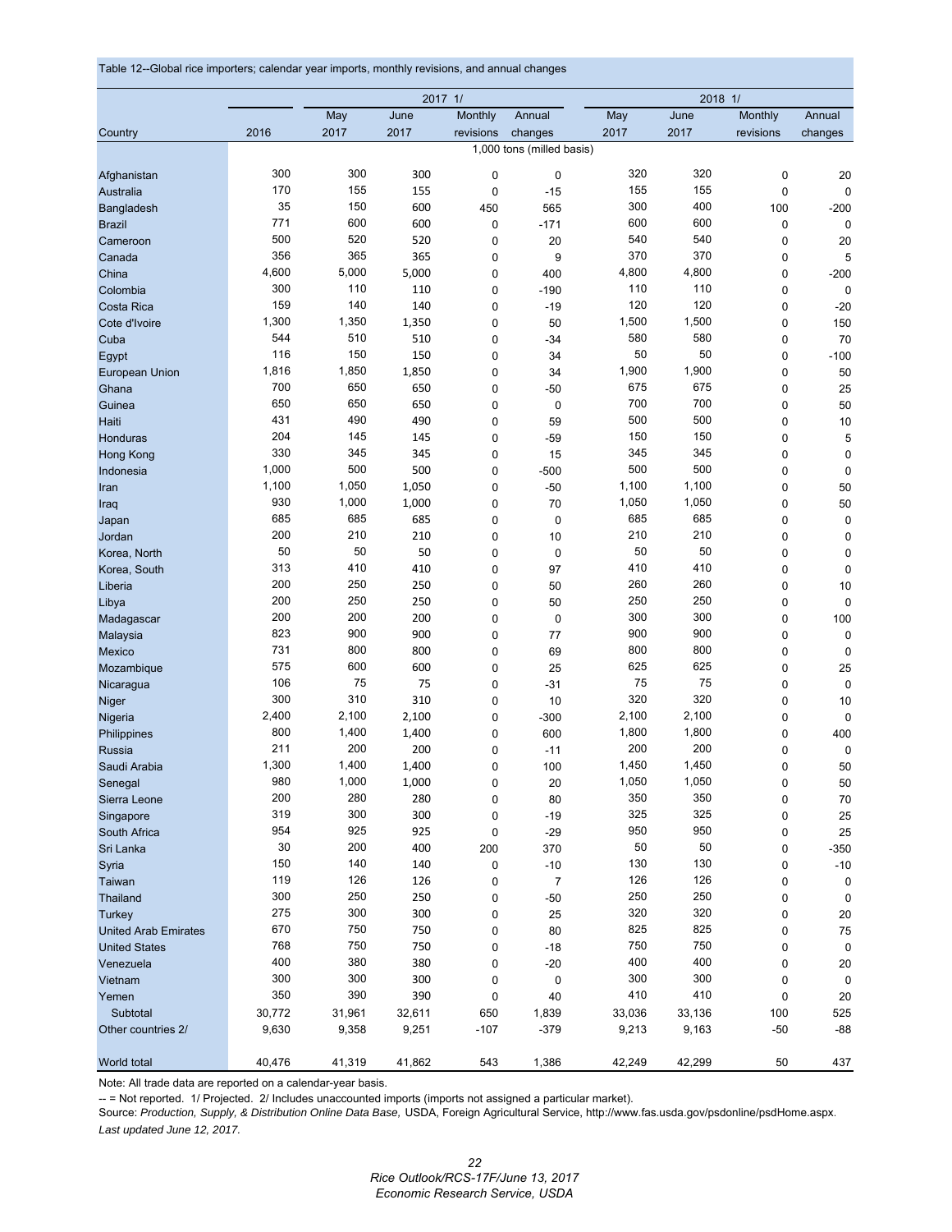Table 12--Global rice importers; calendar year imports, monthly revisions, and annual changes

| Country | 2016 | 2017 1/ May 2017 | 2017 1/ June 2017 | 2017 1/ Monthly revisions | 2017 1/ Annual changes | 2018 1/ May 2017 | 2018 1/ June 2017 | 2018 1/ Monthly revisions | 2018 1/ Annual changes |
|---|---|---|---|---|---|---|---|---|---|
| | 1,000 tons (milled basis) | | | | | | | | |
| Afghanistan | 300 | 300 | 300 | 0 | 0 | 320 | 320 | 0 | 20 |
| Australia | 170 | 155 | 155 | 0 | -15 | 155 | 155 | 0 | 0 |
| Bangladesh | 35 | 150 | 600 | 450 | 565 | 300 | 400 | 100 | -200 |
| Brazil | 771 | 600 | 600 | 0 | -171 | 600 | 600 | 0 | 0 |
| Cameroon | 500 | 520 | 520 | 0 | 20 | 540 | 540 | 0 | 20 |
| Canada | 356 | 365 | 365 | 0 | 9 | 370 | 370 | 0 | 5 |
| China | 4,600 | 5,000 | 5,000 | 0 | 400 | 4,800 | 4,800 | 0 | -200 |
| Colombia | 300 | 110 | 110 | 0 | -190 | 110 | 110 | 0 | 0 |
| Costa Rica | 159 | 140 | 140 | 0 | -19 | 120 | 120 | 0 | -20 |
| Cote d'Ivoire | 1,300 | 1,350 | 1,350 | 0 | 50 | 1,500 | 1,500 | 0 | 150 |
| Cuba | 544 | 510 | 510 | 0 | -34 | 580 | 580 | 0 | 70 |
| Egypt | 116 | 150 | 150 | 0 | 34 | 50 | 50 | 0 | -100 |
| European Union | 1,816 | 1,850 | 1,850 | 0 | 34 | 1,900 | 1,900 | 0 | 50 |
| Ghana | 700 | 650 | 650 | 0 | -50 | 675 | 675 | 0 | 25 |
| Guinea | 650 | 650 | 650 | 0 | 0 | 700 | 700 | 0 | 50 |
| Haiti | 431 | 490 | 490 | 0 | 59 | 500 | 500 | 0 | 10 |
| Honduras | 204 | 145 | 145 | 0 | -59 | 150 | 150 | 0 | 5 |
| Hong Kong | 330 | 345 | 345 | 0 | 15 | 345 | 345 | 0 | 0 |
| Indonesia | 1,000 | 500 | 500 | 0 | -500 | 500 | 500 | 0 | 0 |
| Iran | 1,100 | 1,050 | 1,050 | 0 | -50 | 1,100 | 1,100 | 0 | 50 |
| Iraq | 930 | 1,000 | 1,000 | 0 | 70 | 1,050 | 1,050 | 0 | 50 |
| Japan | 685 | 685 | 685 | 0 | 0 | 685 | 685 | 0 | 0 |
| Jordan | 200 | 210 | 210 | 0 | 10 | 210 | 210 | 0 | 0 |
| Korea, North | 50 | 50 | 50 | 0 | 0 | 50 | 50 | 0 | 0 |
| Korea, South | 313 | 410 | 410 | 0 | 97 | 410 | 410 | 0 | 0 |
| Liberia | 200 | 250 | 250 | 0 | 50 | 260 | 260 | 0 | 10 |
| Libya | 200 | 250 | 250 | 0 | 50 | 250 | 250 | 0 | 0 |
| Madagascar | 200 | 200 | 200 | 0 | 0 | 300 | 300 | 0 | 100 |
| Malaysia | 823 | 900 | 900 | 0 | 77 | 900 | 900 | 0 | 0 |
| Mexico | 731 | 800 | 800 | 0 | 69 | 800 | 800 | 0 | 0 |
| Mozambique | 575 | 600 | 600 | 0 | 25 | 625 | 625 | 0 | 25 |
| Nicaragua | 106 | 75 | 75 | 0 | -31 | 75 | 75 | 0 | 0 |
| Niger | 300 | 310 | 310 | 0 | 10 | 320 | 320 | 0 | 10 |
| Nigeria | 2,400 | 2,100 | 2,100 | 0 | -300 | 2,100 | 2,100 | 0 | 0 |
| Philippines | 800 | 1,400 | 1,400 | 0 | 600 | 1,800 | 1,800 | 0 | 400 |
| Russia | 211 | 200 | 200 | 0 | -11 | 200 | 200 | 0 | 0 |
| Saudi Arabia | 1,300 | 1,400 | 1,400 | 0 | 100 | 1,450 | 1,450 | 0 | 50 |
| Senegal | 980 | 1,000 | 1,000 | 0 | 20 | 1,050 | 1,050 | 0 | 50 |
| Sierra Leone | 200 | 280 | 280 | 0 | 80 | 350 | 350 | 0 | 70 |
| Singapore | 319 | 300 | 300 | 0 | -19 | 325 | 325 | 0 | 25 |
| South Africa | 954 | 925 | 925 | 0 | -29 | 950 | 950 | 0 | 25 |
| Sri Lanka | 30 | 200 | 400 | 200 | 370 | 50 | 50 | 0 | -350 |
| Syria | 150 | 140 | 140 | 0 | -10 | 130 | 130 | 0 | -10 |
| Taiwan | 119 | 126 | 126 | 0 | 7 | 126 | 126 | 0 | 0 |
| Thailand | 300 | 250 | 250 | 0 | -50 | 250 | 250 | 0 | 0 |
| Turkey | 275 | 300 | 300 | 0 | 25 | 320 | 320 | 0 | 20 |
| United Arab Emirates | 670 | 750 | 750 | 0 | 80 | 825 | 825 | 0 | 75 |
| United States | 768 | 750 | 750 | 0 | -18 | 750 | 750 | 0 | 0 |
| Venezuela | 400 | 380 | 380 | 0 | -20 | 400 | 400 | 0 | 20 |
| Vietnam | 300 | 300 | 300 | 0 | 0 | 300 | 300 | 0 | 0 |
| Yemen | 350 | 390 | 390 | 0 | 40 | 410 | 410 | 0 | 20 |
| Subtotal | 30,772 | 31,961 | 32,611 | 650 | 1,839 | 33,036 | 33,136 | 100 | 525 |
| Other countries 2/ | 9,630 | 9,358 | 9,251 | -107 | -379 | 9,213 | 9,163 | -50 | -88 |
| World total | 40,476 | 41,319 | 41,862 | 543 | 1,386 | 42,249 | 42,299 | 50 | 437 |

Note: All trade data are reported on a calendar-year basis.

-- = Not reported. 1/ Projected. 2/ Includes unaccounted imports (imports not assigned a particular market).

Source: *Production, Supply, & Distribution Online Data Base,* USDA, Foreign Agricultural Service, http://www.fas.usda.gov/psdonline/psdHome.aspx.

*Last updated June 12, 2017.*